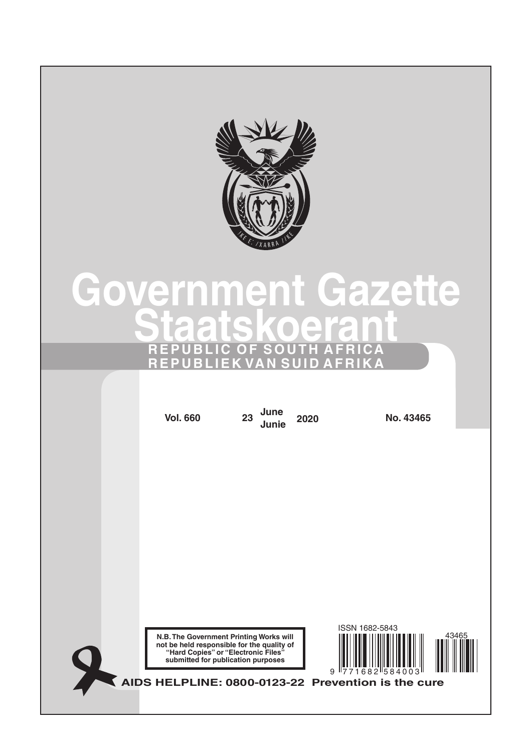# Government Gazette

# Staatskoerant

**REPUBLIC OF SOUTH AFRICA**

**REPUBLIEK VAN SUID AFRIKA**

**Vol. 660** **23** **June Junie** **2020** **No. 43465**

**N.B. The Government Printing Works will not be held responsible for the quality of "Hard Copies" or "Electronic Files" submitted for publication purposes**

ISSN 1682-5843

9 771682 584003

43465

**AIDS HELPLINE: 0800-0123-22 Prevention is the cure**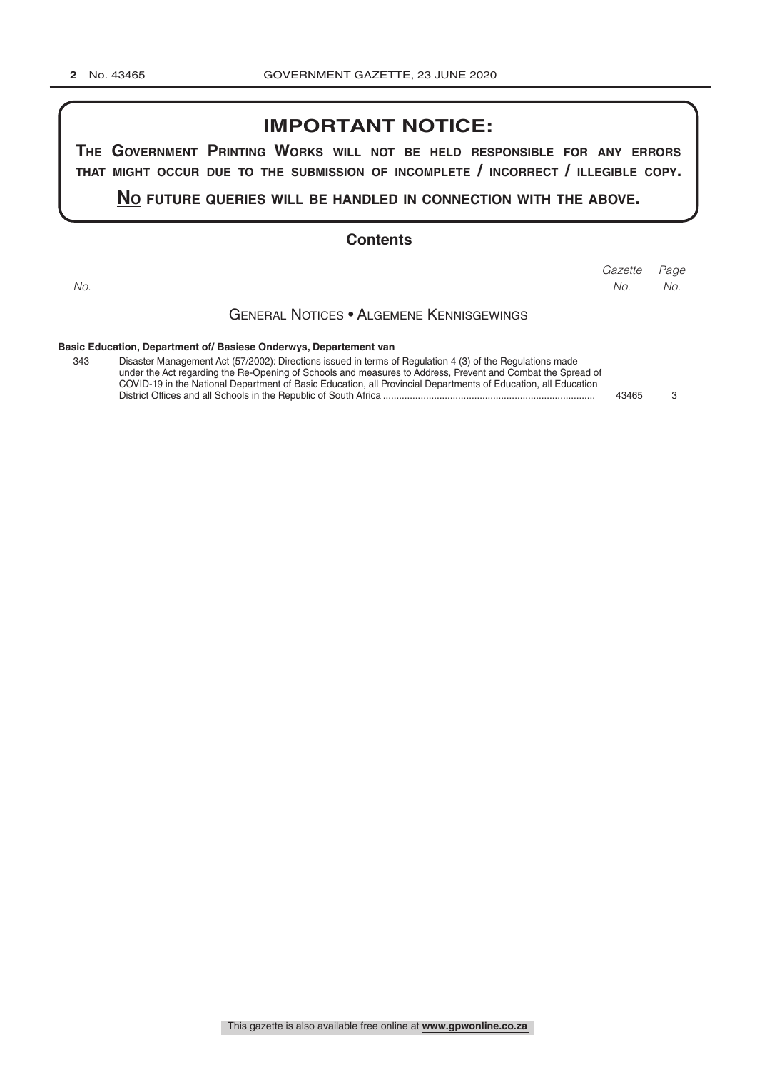## IMPORTANT NOTICE:

**The Government Printing Works will not be held responsible for any errors that might occur due to the submission of incomplete / incorrect / illegible copy.**

**No future queries will be handled in connection with the above.**

## Contents

| No. | | *Gazette No.* | *Page No.* |
|---|---|---|---|
| | **General Notices • Algemene Kennisgewings** | | |
| | **Basic Education, Department of/ Basiese Onderwys, Departement van** | | |
| 343 | Disaster Management Act (57/2002): Directions issued in terms of Regulation 4 (3) of the Regulations made under the Act regarding the Re-Opening of Schools and measures to Address, Prevent and Combat the Spread of COVID-19 in the National Department of Basic Education, all Provincial Departments of Education, all Education District Offices and all Schools in the Republic of South Africa | 43465 | 3 |

This gazette is also available free online at **www.gpwonline.co.za**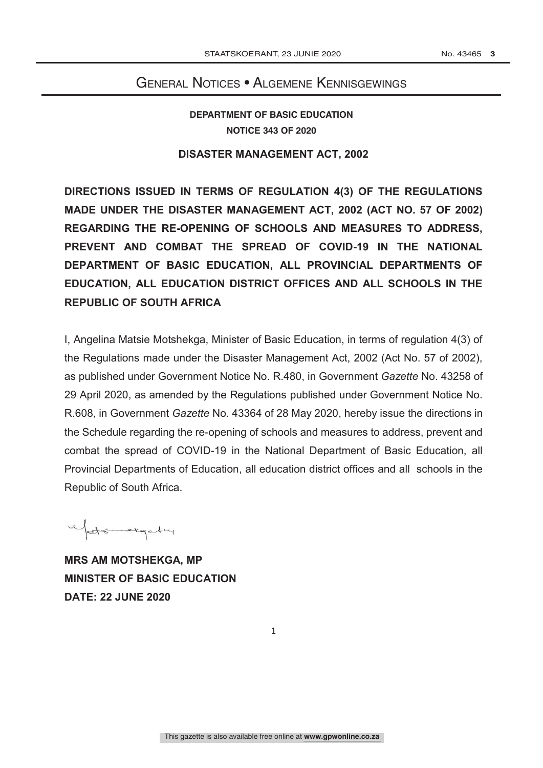# General Notices • Algemene Kennisgewings

**DEPARTMENT OF BASIC EDUCATION**

**NOTICE 343 OF 2020**

**DISASTER MANAGEMENT ACT, 2002**

**DIRECTIONS ISSUED IN TERMS OF REGULATION 4(3) OF THE REGULATIONS MADE UNDER THE DISASTER MANAGEMENT ACT, 2002 (ACT NO. 57 OF 2002) REGARDING THE RE-OPENING OF SCHOOLS AND MEASURES TO ADDRESS, PREVENT AND COMBAT THE SPREAD OF COVID-19 IN THE NATIONAL DEPARTMENT OF BASIC EDUCATION, ALL PROVINCIAL DEPARTMENTS OF EDUCATION, ALL EDUCATION DISTRICT OFFICES AND ALL SCHOOLS IN THE REPUBLIC OF SOUTH AFRICA**

I, Angelina Matsie Motshekga, Minister of Basic Education, in terms of regulation 4(3) of the Regulations made under the Disaster Management Act, 2002 (Act No. 57 of 2002), as published under Government Notice No. R.480, in Government *Gazette* No. 43258 of 29 April 2020, as amended by the Regulations published under Government Notice No. R.608, in Government *Gazette* No. 43364 of 28 May 2020, hereby issue the directions in the Schedule regarding the re-opening of schools and measures to address, prevent and combat the spread of COVID-19 in the National Department of Basic Education, all Provincial Departments of Education, all education district offices and all schools in the Republic of South Africa.

**MRS AM MOTSHEKGA, MP**
**MINISTER OF BASIC EDUCATION**
**DATE: 22 JUNE 2020**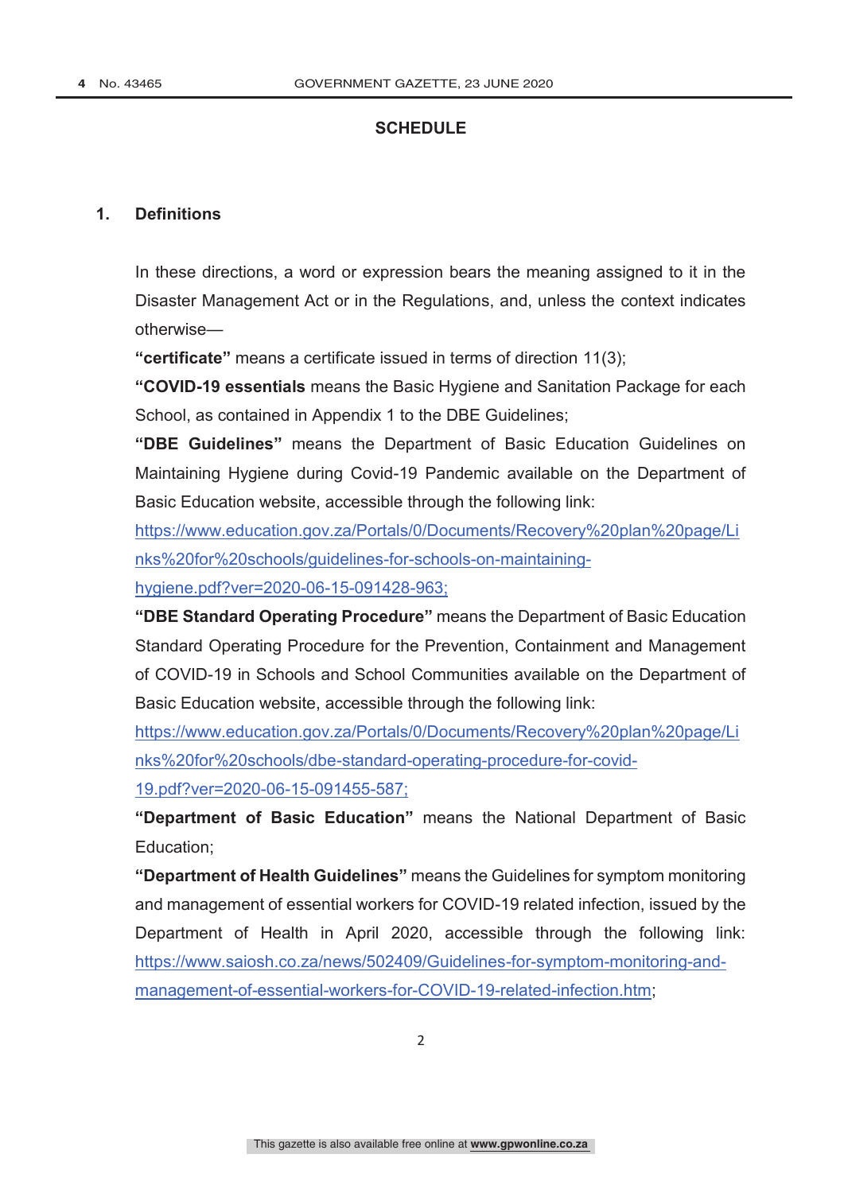## SCHEDULE

### 1. Definitions

In these directions, a word or expression bears the meaning assigned to it in the Disaster Management Act or in the Regulations, and, unless the context indicates otherwise—

**"certificate"** means a certificate issued in terms of direction 11(3);

**"COVID-19 essentials** means the Basic Hygiene and Sanitation Package for each School, as contained in Appendix 1 to the DBE Guidelines;

**"DBE Guidelines"** means the Department of Basic Education Guidelines on Maintaining Hygiene during Covid-19 Pandemic available on the Department of Basic Education website, accessible through the following link: https://www.education.gov.za/Portals/0/Documents/Recovery%20plan%20page/Links%20for%20schools/guidelines-for-schools-on-maintaining-hygiene.pdf?ver=2020-06-15-091428-963;

**"DBE Standard Operating Procedure"** means the Department of Basic Education Standard Operating Procedure for the Prevention, Containment and Management of COVID-19 in Schools and School Communities available on the Department of Basic Education website, accessible through the following link: https://www.education.gov.za/Portals/0/Documents/Recovery%20plan%20page/Links%20for%20schools/dbe-standard-operating-procedure-for-covid-19.pdf?ver=2020-06-15-091455-587;

**"Department of Basic Education"** means the National Department of Basic Education;

**"Department of Health Guidelines"** means the Guidelines for symptom monitoring and management of essential workers for COVID-19 related infection, issued by the Department of Health in April 2020, accessible through the following link: https://www.saiosh.co.za/news/502409/Guidelines-for-symptom-monitoring-and-management-of-essential-workers-for-COVID-19-related-infection.htm;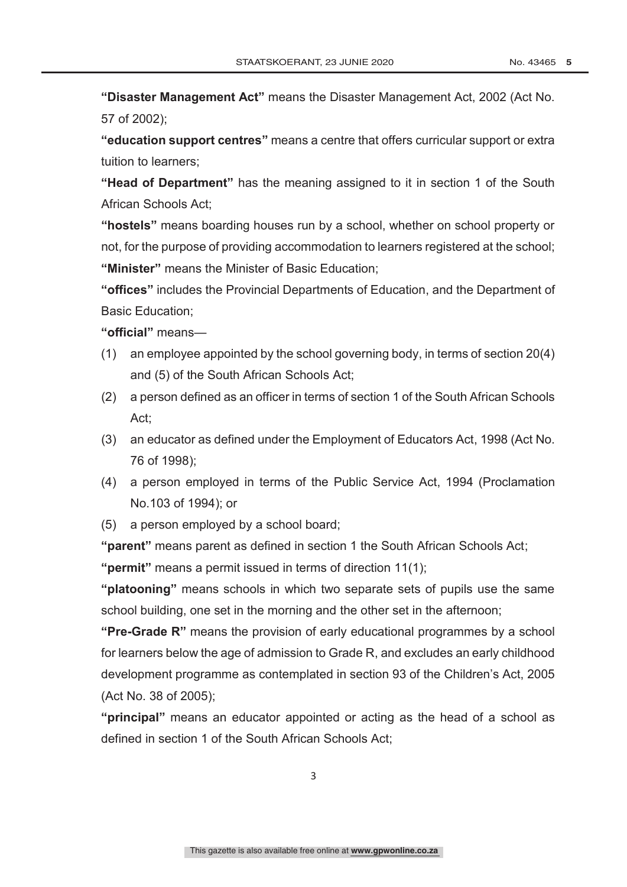**"Disaster Management Act"** means the Disaster Management Act, 2002 (Act No. 57 of 2002);

**"education support centres"** means a centre that offers curricular support or extra tuition to learners;

**"Head of Department"** has the meaning assigned to it in section 1 of the South African Schools Act;

**"hostels"** means boarding houses run by a school, whether on school property or not, for the purpose of providing accommodation to learners registered at the school;

**"Minister"** means the Minister of Basic Education;

**"offices"** includes the Provincial Departments of Education, and the Department of Basic Education;

**"official"** means—

(1) an employee appointed by the school governing body, in terms of section 20(4) and (5) of the South African Schools Act;

(2) a person defined as an officer in terms of section 1 of the South African Schools Act;

(3) an educator as defined under the Employment of Educators Act, 1998 (Act No. 76 of 1998);

(4) a person employed in terms of the Public Service Act, 1994 (Proclamation No.103 of 1994); or

(5) a person employed by a school board;

**"parent"** means parent as defined in section 1 the South African Schools Act;

**"permit"** means a permit issued in terms of direction 11(1);

**"platooning"** means schools in which two separate sets of pupils use the same school building, one set in the morning and the other set in the afternoon;

**"Pre-Grade R"** means the provision of early educational programmes by a school for learners below the age of admission to Grade R, and excludes an early childhood development programme as contemplated in section 93 of the Children's Act, 2005 (Act No. 38 of 2005);

**"principal"** means an educator appointed or acting as the head of a school as defined in section 1 of the South African Schools Act;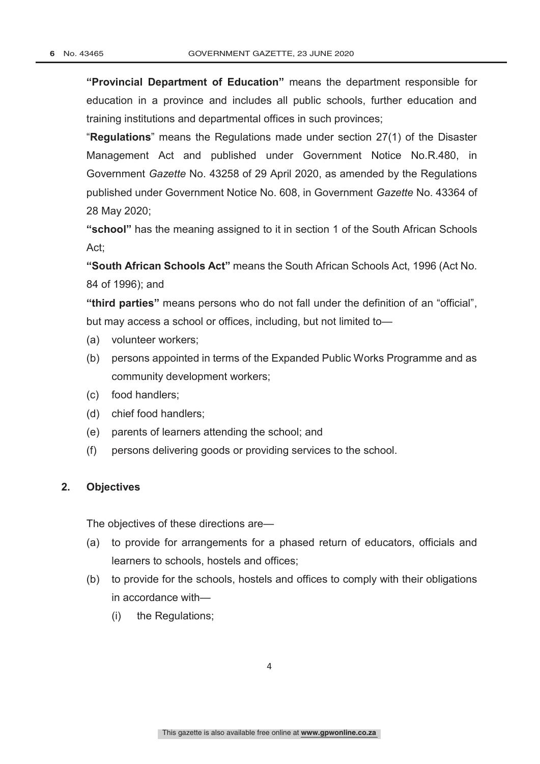**"Provincial Department of Education"** means the department responsible for education in a province and includes all public schools, further education and training institutions and departmental offices in such provinces;

"**Regulations**" means the Regulations made under section 27(1) of the Disaster Management Act and published under Government Notice No.R.480, in Government *Gazette* No. 43258 of 29 April 2020, as amended by the Regulations published under Government Notice No. 608, in Government *Gazette* No. 43364 of 28 May 2020;

**"school"** has the meaning assigned to it in section 1 of the South African Schools Act;

**"South African Schools Act"** means the South African Schools Act, 1996 (Act No. 84 of 1996); and

**"third parties"** means persons who do not fall under the definition of an "official", but may access a school or offices, including, but not limited to—

(a) volunteer workers;

(b) persons appointed in terms of the Expanded Public Works Programme and as community development workers;

(c) food handlers;

(d) chief food handlers;

(e) parents of learners attending the school; and

(f) persons delivering goods or providing services to the school.

**2. Objectives**

The objectives of these directions are—

(a) to provide for arrangements for a phased return of educators, officials and learners to schools, hostels and offices;

(b) to provide for the schools, hostels and offices to comply with their obligations in accordance with—

(i) the Regulations;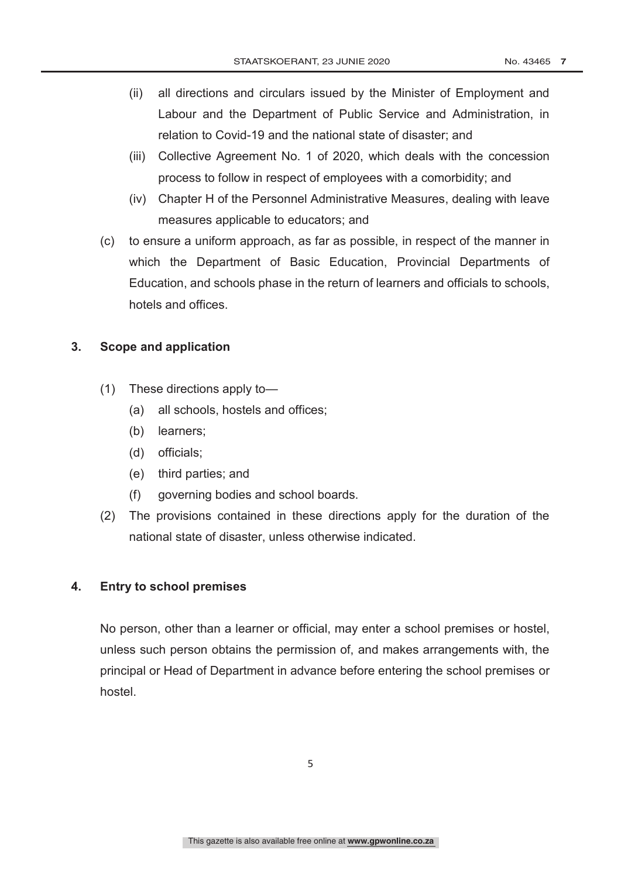(ii) all directions and circulars issued by the Minister of Employment and Labour and the Department of Public Service and Administration, in relation to Covid-19 and the national state of disaster; and

(iii) Collective Agreement No. 1 of 2020, which deals with the concession process to follow in respect of employees with a comorbidity; and

(iv) Chapter H of the Personnel Administrative Measures, dealing with leave measures applicable to educators; and

(c) to ensure a uniform approach, as far as possible, in respect of the manner in which the Department of Basic Education, Provincial Departments of Education, and schools phase in the return of learners and officials to schools, hotels and offices.

**3. Scope and application**

(1) These directions apply to—

(a) all schools, hostels and offices;

(b) learners;

(d) officials;

(e) third parties; and

(f) governing bodies and school boards.

(2) The provisions contained in these directions apply for the duration of the national state of disaster, unless otherwise indicated.

**4. Entry to school premises**

No person, other than a learner or official, may enter a school premises or hostel, unless such person obtains the permission of, and makes arrangements with, the principal or Head of Department in advance before entering the school premises or hostel.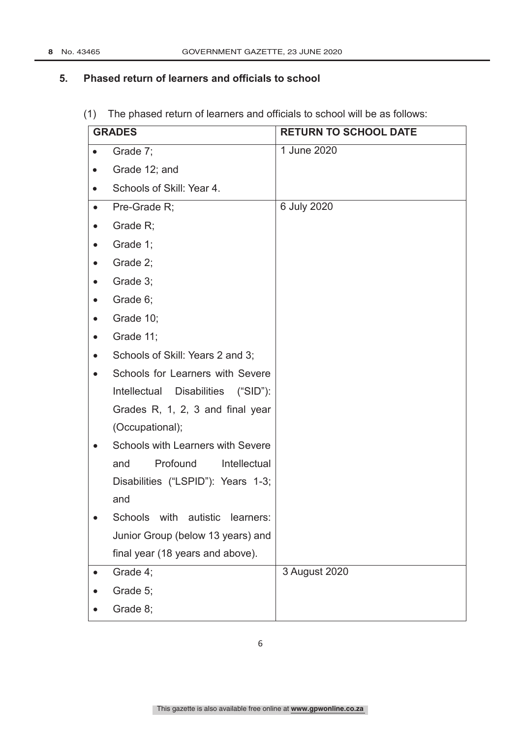## 5. Phased return of learners and officials to school

(1) The phased return of learners and officials to school will be as follows:

| GRADES | RETURN TO SCHOOL DATE |
| --- | --- |
| • Grade 7;<br>• Grade 12; and<br>• Schools of Skill: Year 4. | 1 June 2020 |
| • Pre-Grade R;<br>• Grade R;<br>• Grade 1;<br>• Grade 2;<br>• Grade 3;<br>• Grade 6;<br>• Grade 10;<br>• Grade 11;<br>• Schools of Skill: Years 2 and 3;<br>• Schools for Learners with Severe Intellectual Disabilities ("SID"): Grades R, 1, 2, 3 and final year (Occupational);<br>• Schools with Learners with Severe and Profound Intellectual Disabilities ("LSPID"): Years 1-3; and<br>• Schools with autistic learners: Junior Group (below 13 years) and final year (18 years and above). | 6 July 2020 |
| • Grade 4;<br>• Grade 5;<br>• Grade 8; | 3 August 2020 |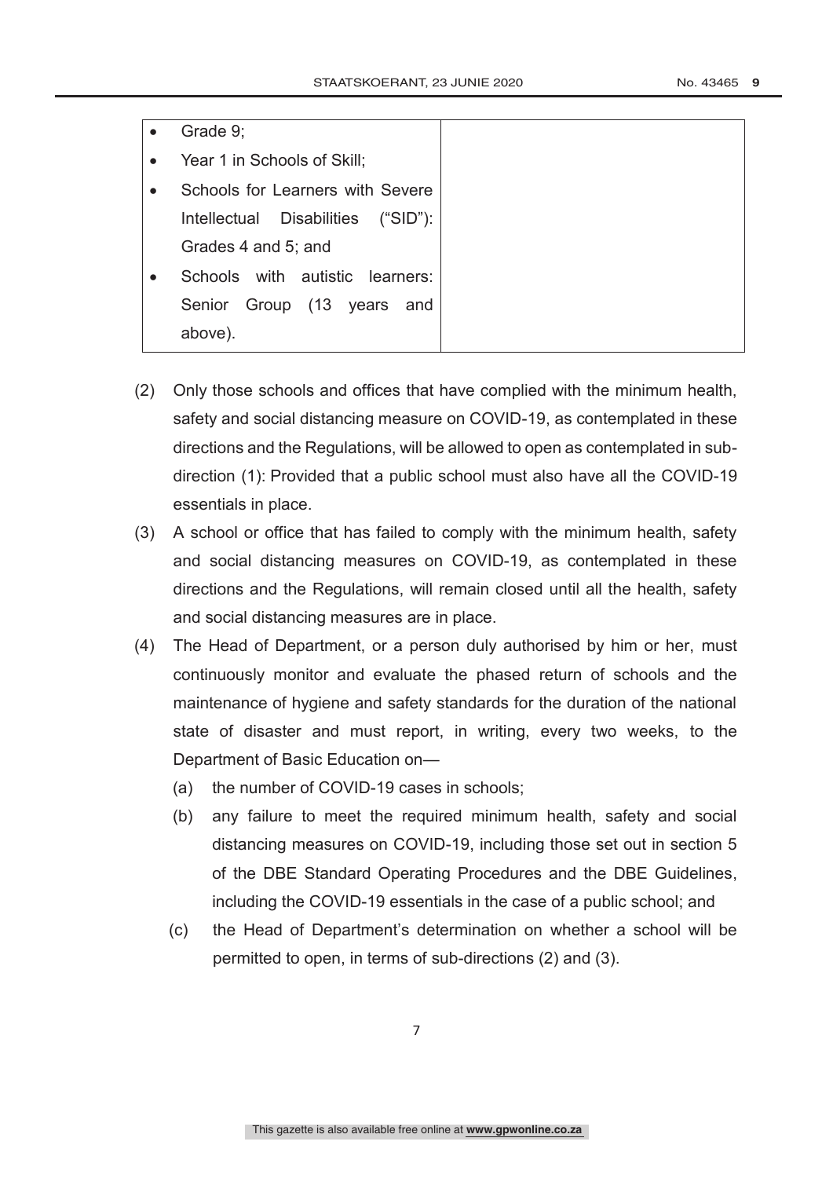| | |
|---|---|
| • Grade 9;<br>• Year 1 in Schools of Skill;<br>• Schools for Learners with Severe Intellectual Disabilities ("SID"): Grades 4 and 5; and<br>• Schools with autistic learners: Senior Group (13 years and above). | |

(2) Only those schools and offices that have complied with the minimum health, safety and social distancing measure on COVID-19, as contemplated in these directions and the Regulations, will be allowed to open as contemplated in sub-direction (1): Provided that a public school must also have all the COVID-19 essentials in place.

(3) A school or office that has failed to comply with the minimum health, safety and social distancing measures on COVID-19, as contemplated in these directions and the Regulations, will remain closed until all the health, safety and social distancing measures are in place.

(4) The Head of Department, or a person duly authorised by him or her, must continuously monitor and evaluate the phased return of schools and the maintenance of hygiene and safety standards for the duration of the national state of disaster and must report, in writing, every two weeks, to the Department of Basic Education on—

(a) the number of COVID-19 cases in schools;

(b) any failure to meet the required minimum health, safety and social distancing measures on COVID-19, including those set out in section 5 of the DBE Standard Operating Procedures and the DBE Guidelines, including the COVID-19 essentials in the case of a public school; and

(c) the Head of Department's determination on whether a school will be permitted to open, in terms of sub-directions (2) and (3).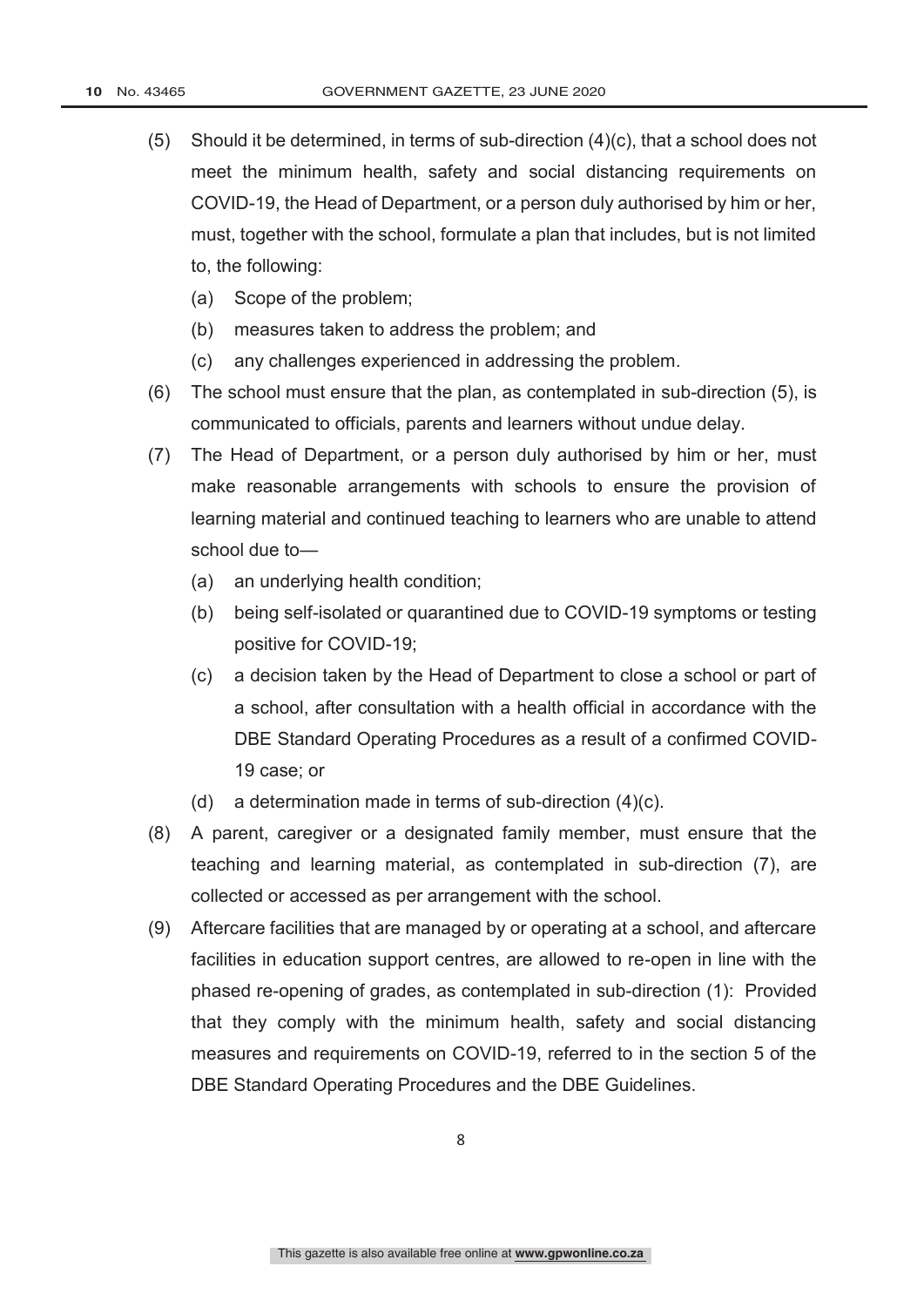(5) Should it be determined, in terms of sub-direction (4)(c), that a school does not meet the minimum health, safety and social distancing requirements on COVID-19, the Head of Department, or a person duly authorised by him or her, must, together with the school, formulate a plan that includes, but is not limited to, the following:

   (a) Scope of the problem;

   (b) measures taken to address the problem; and

   (c) any challenges experienced in addressing the problem.

(6) The school must ensure that the plan, as contemplated in sub-direction (5), is communicated to officials, parents and learners without undue delay.

(7) The Head of Department, or a person duly authorised by him or her, must make reasonable arrangements with schools to ensure the provision of learning material and continued teaching to learners who are unable to attend school due to—

   (a) an underlying health condition;

   (b) being self-isolated or quarantined due to COVID-19 symptoms or testing positive for COVID-19;

   (c) a decision taken by the Head of Department to close a school or part of a school, after consultation with a health official in accordance with the DBE Standard Operating Procedures as a result of a confirmed COVID-19 case; or

   (d) a determination made in terms of sub-direction (4)(c).

(8) A parent, caregiver or a designated family member, must ensure that the teaching and learning material, as contemplated in sub-direction (7), are collected or accessed as per arrangement with the school.

(9) Aftercare facilities that are managed by or operating at a school, and aftercare facilities in education support centres, are allowed to re-open in line with the phased re-opening of grades, as contemplated in sub-direction (1): Provided that they comply with the minimum health, safety and social distancing measures and requirements on COVID-19, referred to in the section 5 of the DBE Standard Operating Procedures and the DBE Guidelines.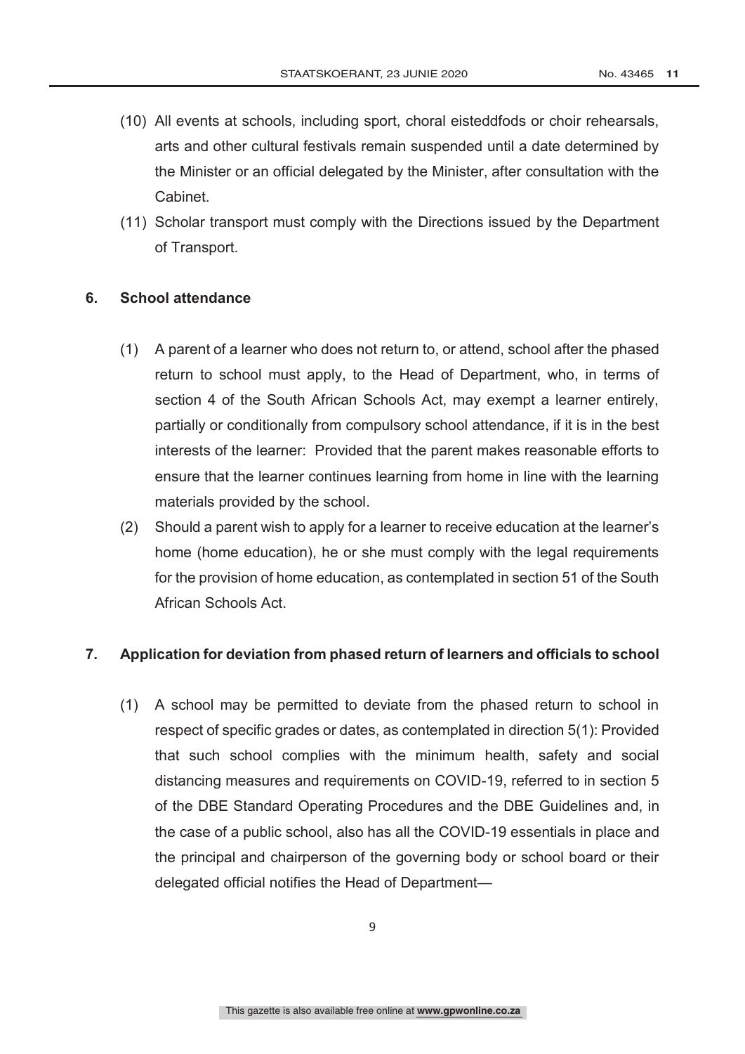(10) All events at schools, including sport, choral eisteddfods or choir rehearsals, arts and other cultural festivals remain suspended until a date determined by the Minister or an official delegated by the Minister, after consultation with the Cabinet.

(11) Scholar transport must comply with the Directions issued by the Department of Transport.

**6. School attendance**

(1) A parent of a learner who does not return to, or attend, school after the phased return to school must apply, to the Head of Department, who, in terms of section 4 of the South African Schools Act, may exempt a learner entirely, partially or conditionally from compulsory school attendance, if it is in the best interests of the learner: Provided that the parent makes reasonable efforts to ensure that the learner continues learning from home in line with the learning materials provided by the school.

(2) Should a parent wish to apply for a learner to receive education at the learner's home (home education), he or she must comply with the legal requirements for the provision of home education, as contemplated in section 51 of the South African Schools Act.

**7. Application for deviation from phased return of learners and officials to school**

(1) A school may be permitted to deviate from the phased return to school in respect of specific grades or dates, as contemplated in direction 5(1): Provided that such school complies with the minimum health, safety and social distancing measures and requirements on COVID-19, referred to in section 5 of the DBE Standard Operating Procedures and the DBE Guidelines and, in the case of a public school, also has all the COVID-19 essentials in place and the principal and chairperson of the governing body or school board or their delegated official notifies the Head of Department—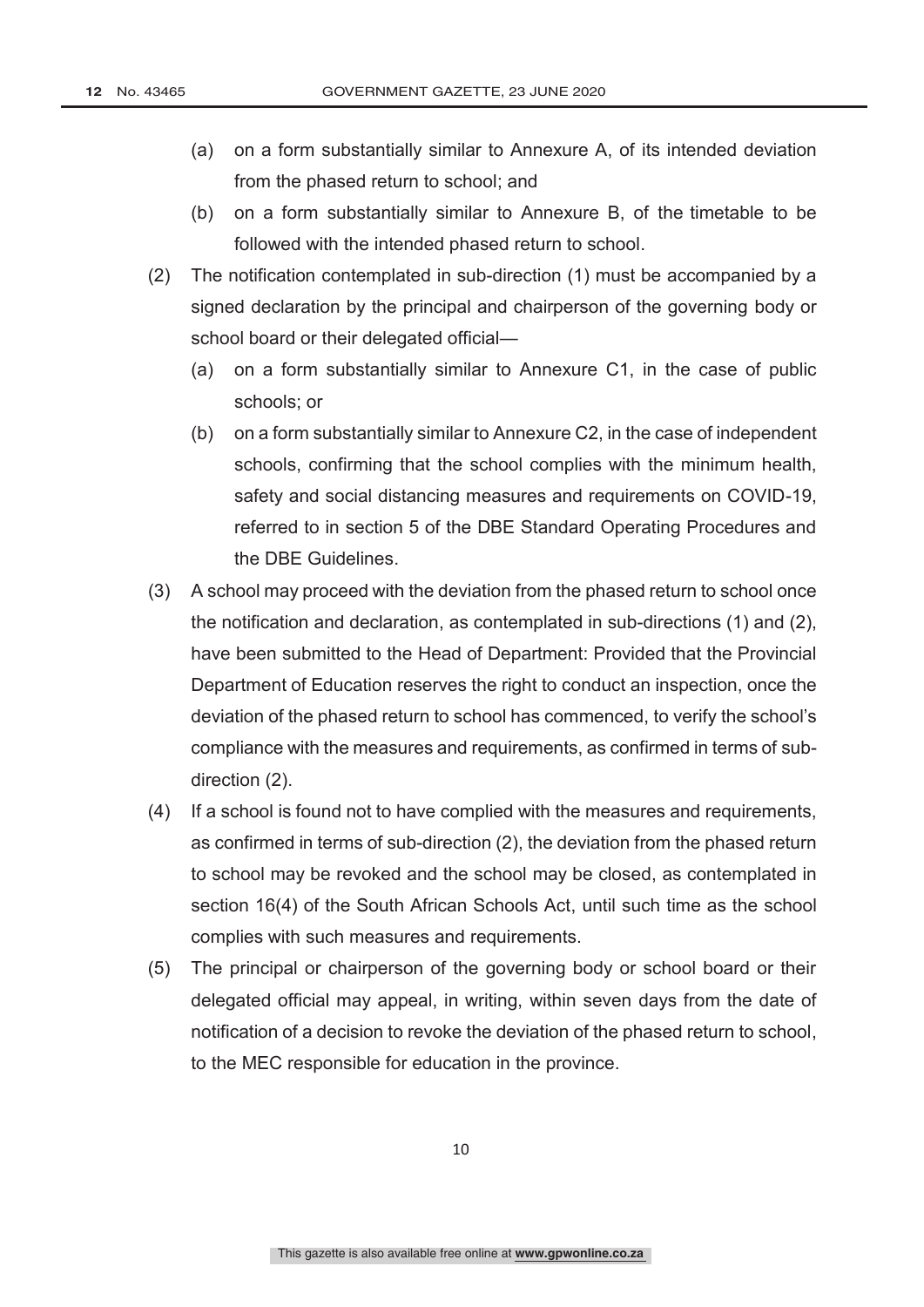(a) on a form substantially similar to Annexure A, of its intended deviation from the phased return to school; and

(b) on a form substantially similar to Annexure B, of the timetable to be followed with the intended phased return to school.

(2) The notification contemplated in sub-direction (1) must be accompanied by a signed declaration by the principal and chairperson of the governing body or school board or their delegated official—

(a) on a form substantially similar to Annexure C1, in the case of public schools; or

(b) on a form substantially similar to Annexure C2, in the case of independent schools, confirming that the school complies with the minimum health, safety and social distancing measures and requirements on COVID-19, referred to in section 5 of the DBE Standard Operating Procedures and the DBE Guidelines.

(3) A school may proceed with the deviation from the phased return to school once the notification and declaration, as contemplated in sub-directions (1) and (2), have been submitted to the Head of Department: Provided that the Provincial Department of Education reserves the right to conduct an inspection, once the deviation of the phased return to school has commenced, to verify the school's compliance with the measures and requirements, as confirmed in terms of sub-direction (2).

(4) If a school is found not to have complied with the measures and requirements, as confirmed in terms of sub-direction (2), the deviation from the phased return to school may be revoked and the school may be closed, as contemplated in section 16(4) of the South African Schools Act, until such time as the school complies with such measures and requirements.

(5) The principal or chairperson of the governing body or school board or their delegated official may appeal, in writing, within seven days from the date of notification of a decision to revoke the deviation of the phased return to school, to the MEC responsible for education in the province.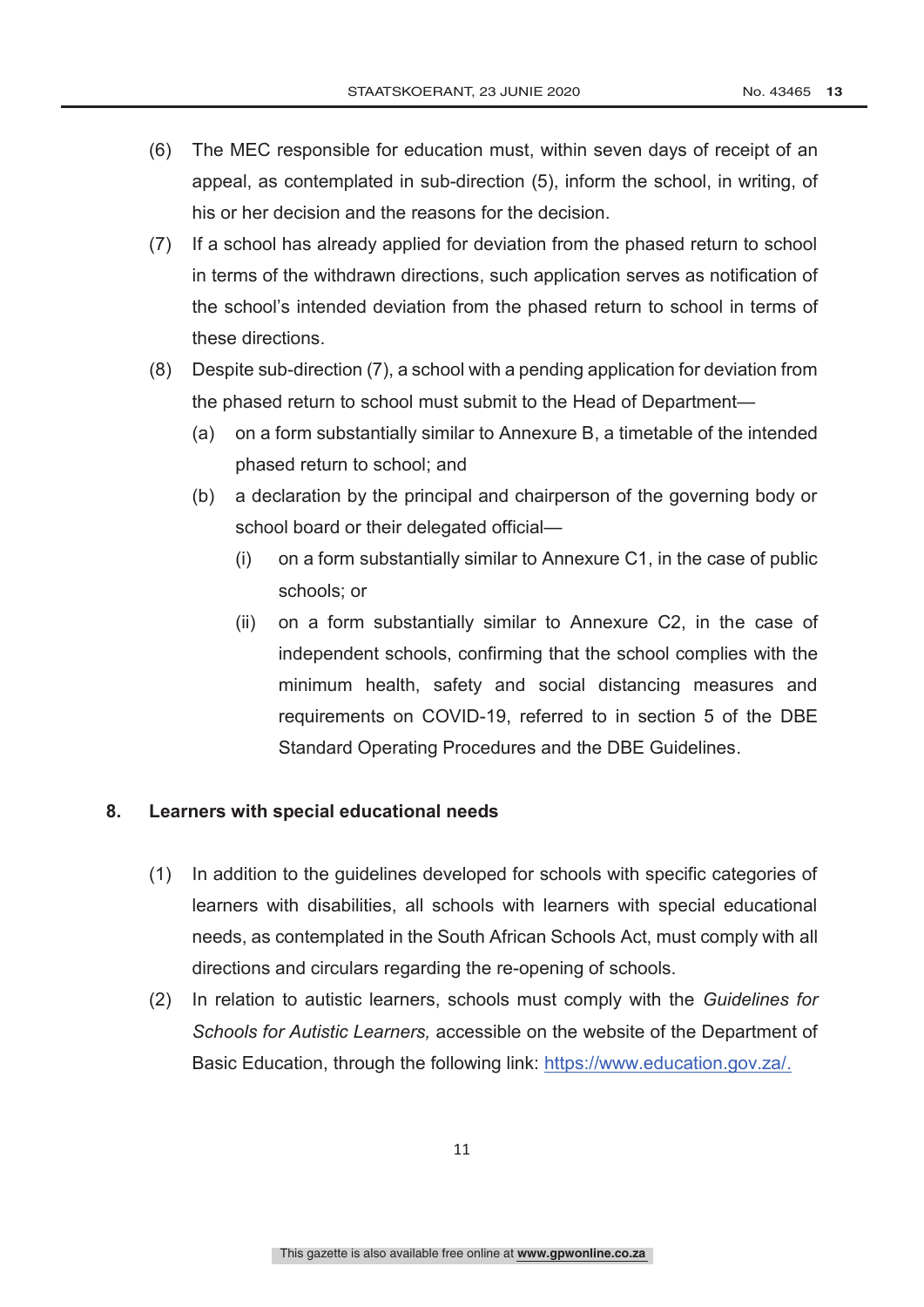(6) The MEC responsible for education must, within seven days of receipt of an appeal, as contemplated in sub-direction (5), inform the school, in writing, of his or her decision and the reasons for the decision.

(7) If a school has already applied for deviation from the phased return to school in terms of the withdrawn directions, such application serves as notification of the school's intended deviation from the phased return to school in terms of these directions.

(8) Despite sub-direction (7), a school with a pending application for deviation from the phased return to school must submit to the Head of Department—

  (a) on a form substantially similar to Annexure B, a timetable of the intended phased return to school; and

  (b) a declaration by the principal and chairperson of the governing body or school board or their delegated official—

    (i) on a form substantially similar to Annexure C1, in the case of public schools; or

    (ii) on a form substantially similar to Annexure C2, in the case of independent schools, confirming that the school complies with the minimum health, safety and social distancing measures and requirements on COVID-19, referred to in section 5 of the DBE Standard Operating Procedures and the DBE Guidelines.

## 8. Learners with special educational needs

(1) In addition to the guidelines developed for schools with specific categories of learners with disabilities, all schools with learners with special educational needs, as contemplated in the South African Schools Act, must comply with all directions and circulars regarding the re-opening of schools.

(2) In relation to autistic learners, schools must comply with the *Guidelines for Schools for Autistic Learners,* accessible on the website of the Department of Basic Education, through the following link: https://www.education.gov.za/.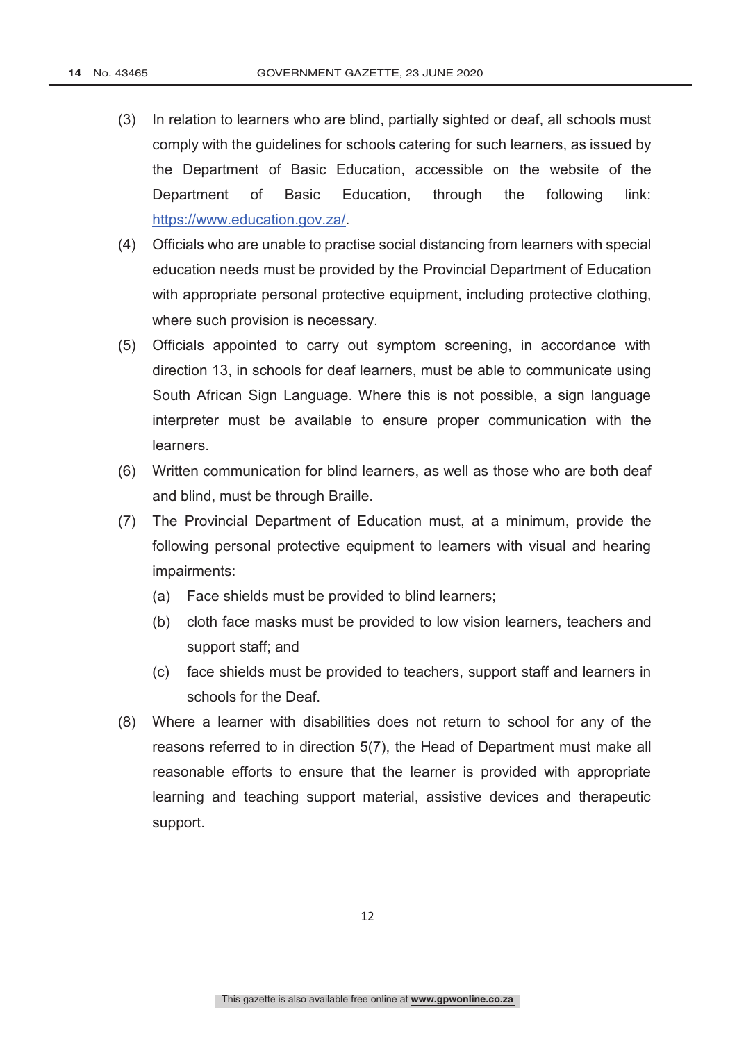(3) In relation to learners who are blind, partially sighted or deaf, all schools must comply with the guidelines for schools catering for such learners, as issued by the Department of Basic Education, accessible on the website of the Department of Basic Education, through the following link: https://www.education.gov.za/.

(4) Officials who are unable to practise social distancing from learners with special education needs must be provided by the Provincial Department of Education with appropriate personal protective equipment, including protective clothing, where such provision is necessary.

(5) Officials appointed to carry out symptom screening, in accordance with direction 13, in schools for deaf learners, must be able to communicate using South African Sign Language. Where this is not possible, a sign language interpreter must be available to ensure proper communication with the learners.

(6) Written communication for blind learners, as well as those who are both deaf and blind, must be through Braille.

(7) The Provincial Department of Education must, at a minimum, provide the following personal protective equipment to learners with visual and hearing impairments:

  (a) Face shields must be provided to blind learners;

  (b) cloth face masks must be provided to low vision learners, teachers and support staff; and

  (c) face shields must be provided to teachers, support staff and learners in schools for the Deaf.

(8) Where a learner with disabilities does not return to school for any of the reasons referred to in direction 5(7), the Head of Department must make all reasonable efforts to ensure that the learner is provided with appropriate learning and teaching support material, assistive devices and therapeutic support.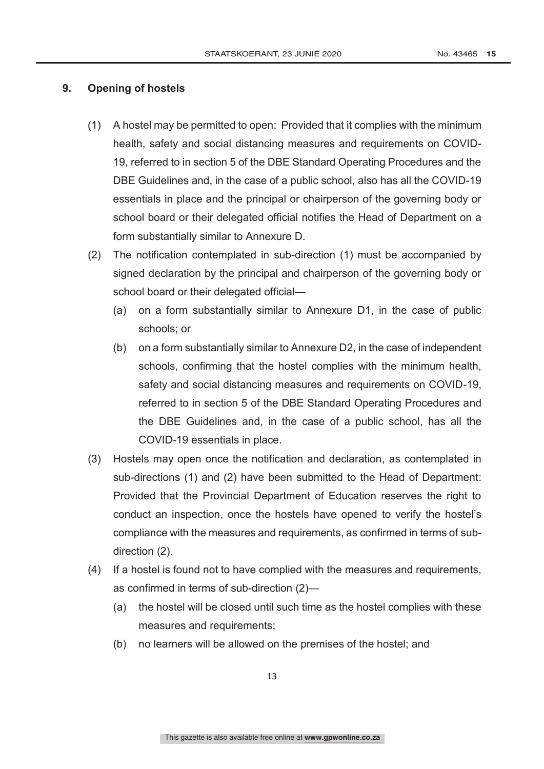## 9. Opening of hostels

(1) A hostel may be permitted to open: Provided that it complies with the minimum health, safety and social distancing measures and requirements on COVID-19, referred to in section 5 of the DBE Standard Operating Procedures and the DBE Guidelines and, in the case of a public school, also has all the COVID-19 essentials in place and the principal or chairperson of the governing body or school board or their delegated official notifies the Head of Department on a form substantially similar to Annexure D.

(2) The notification contemplated in sub-direction (1) must be accompanied by signed declaration by the principal and chairperson of the governing body or school board or their delegated official—

(a) on a form substantially similar to Annexure D1, in the case of public schools; or

(b) on a form substantially similar to Annexure D2, in the case of independent schools, confirming that the hostel complies with the minimum health, safety and social distancing measures and requirements on COVID-19, referred to in section 5 of the DBE Standard Operating Procedures and the DBE Guidelines and, in the case of a public school, has all the COVID-19 essentials in place.

(3) Hostels may open once the notification and declaration, as contemplated in sub-directions (1) and (2) have been submitted to the Head of Department: Provided that the Provincial Department of Education reserves the right to conduct an inspection, once the hostels have opened to verify the hostel's compliance with the measures and requirements, as confirmed in terms of sub-direction (2).

(4) If a hostel is found not to have complied with the measures and requirements, as confirmed in terms of sub-direction (2)—

(a) the hostel will be closed until such time as the hostel complies with these measures and requirements;

(b) no learners will be allowed on the premises of the hostel; and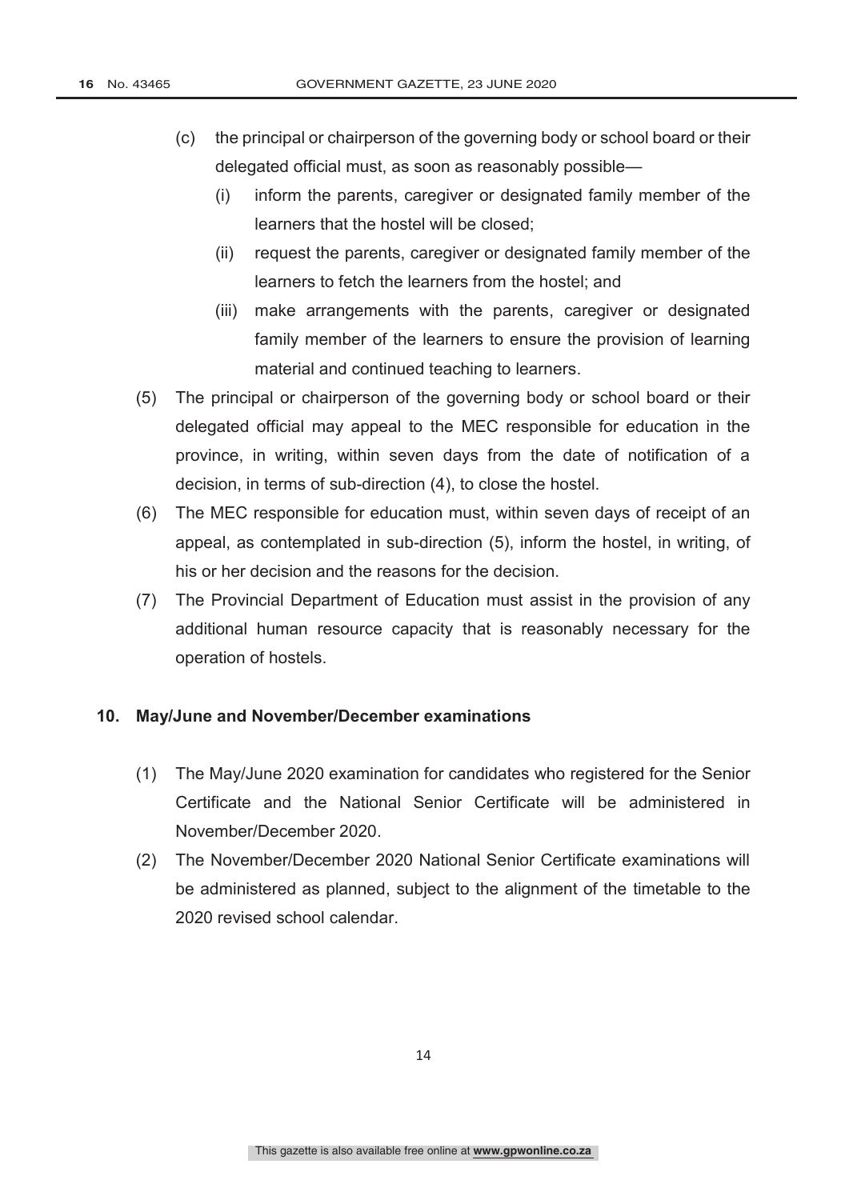(c) the principal or chairperson of the governing body or school board or their delegated official must, as soon as reasonably possible—

  (i) inform the parents, caregiver or designated family member of the learners that the hostel will be closed;

  (ii) request the parents, caregiver or designated family member of the learners to fetch the learners from the hostel; and

  (iii) make arrangements with the parents, caregiver or designated family member of the learners to ensure the provision of learning material and continued teaching to learners.

(5) The principal or chairperson of the governing body or school board or their delegated official may appeal to the MEC responsible for education in the province, in writing, within seven days from the date of notification of a decision, in terms of sub-direction (4), to close the hostel.

(6) The MEC responsible for education must, within seven days of receipt of an appeal, as contemplated in sub-direction (5), inform the hostel, in writing, of his or her decision and the reasons for the decision.

(7) The Provincial Department of Education must assist in the provision of any additional human resource capacity that is reasonably necessary for the operation of hostels.

**10. May/June and November/December examinations**

(1) The May/June 2020 examination for candidates who registered for the Senior Certificate and the National Senior Certificate will be administered in November/December 2020.

(2) The November/December 2020 National Senior Certificate examinations will be administered as planned, subject to the alignment of the timetable to the 2020 revised school calendar.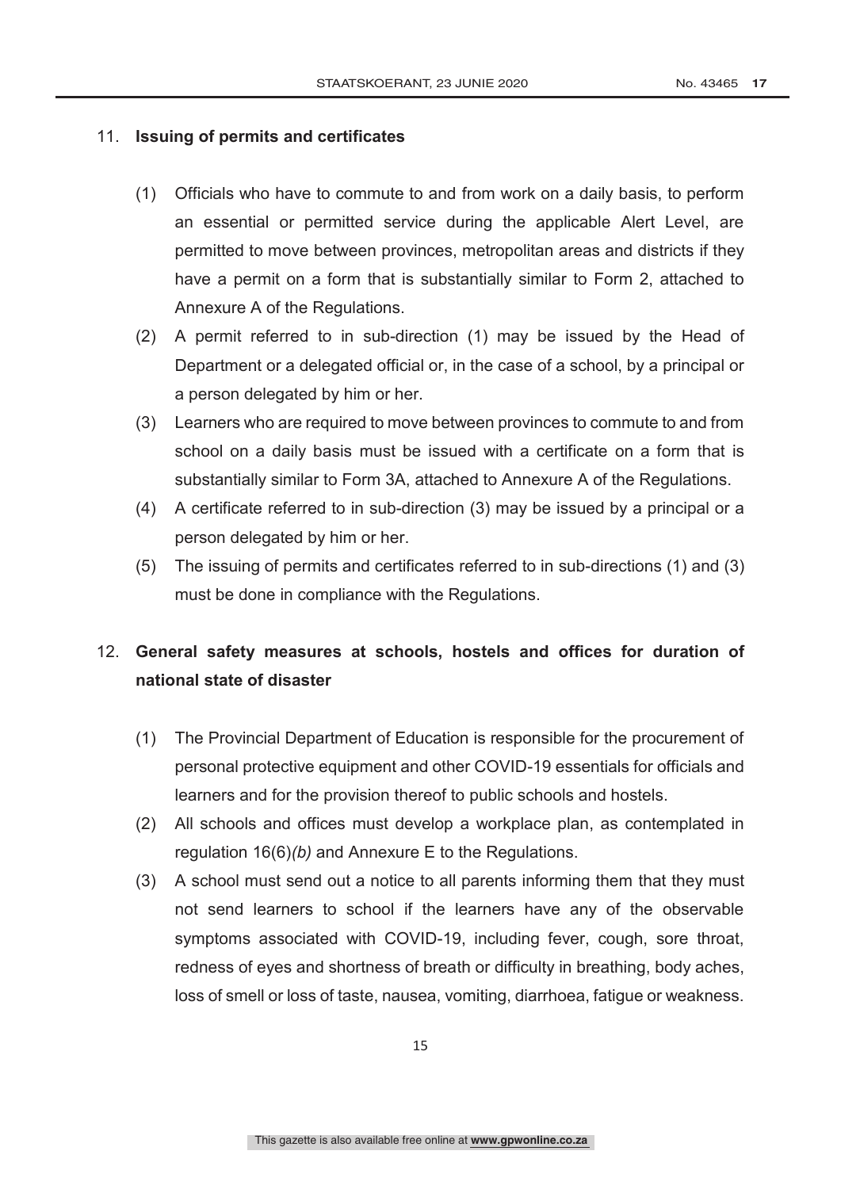11. **Issuing of permits and certificates**

    (1) Officials who have to commute to and from work on a daily basis, to perform an essential or permitted service during the applicable Alert Level, are permitted to move between provinces, metropolitan areas and districts if they have a permit on a form that is substantially similar to Form 2, attached to Annexure A of the Regulations.

    (2) A permit referred to in sub-direction (1) may be issued by the Head of Department or a delegated official or, in the case of a school, by a principal or a person delegated by him or her.

    (3) Learners who are required to move between provinces to commute to and from school on a daily basis must be issued with a certificate on a form that is substantially similar to Form 3A, attached to Annexure A of the Regulations.

    (4) A certificate referred to in sub-direction (3) may be issued by a principal or a person delegated by him or her.

    (5) The issuing of permits and certificates referred to in sub-directions (1) and (3) must be done in compliance with the Regulations.

12. **General safety measures at schools, hostels and offices for duration of national state of disaster**

    (1) The Provincial Department of Education is responsible for the procurement of personal protective equipment and other COVID-19 essentials for officials and learners and for the provision thereof to public schools and hostels.

    (2) All schools and offices must develop a workplace plan, as contemplated in regulation 16(6)*(b)* and Annexure E to the Regulations.

    (3) A school must send out a notice to all parents informing them that they must not send learners to school if the learners have any of the observable symptoms associated with COVID-19, including fever, cough, sore throat, redness of eyes and shortness of breath or difficulty in breathing, body aches, loss of smell or loss of taste, nausea, vomiting, diarrhoea, fatigue or weakness.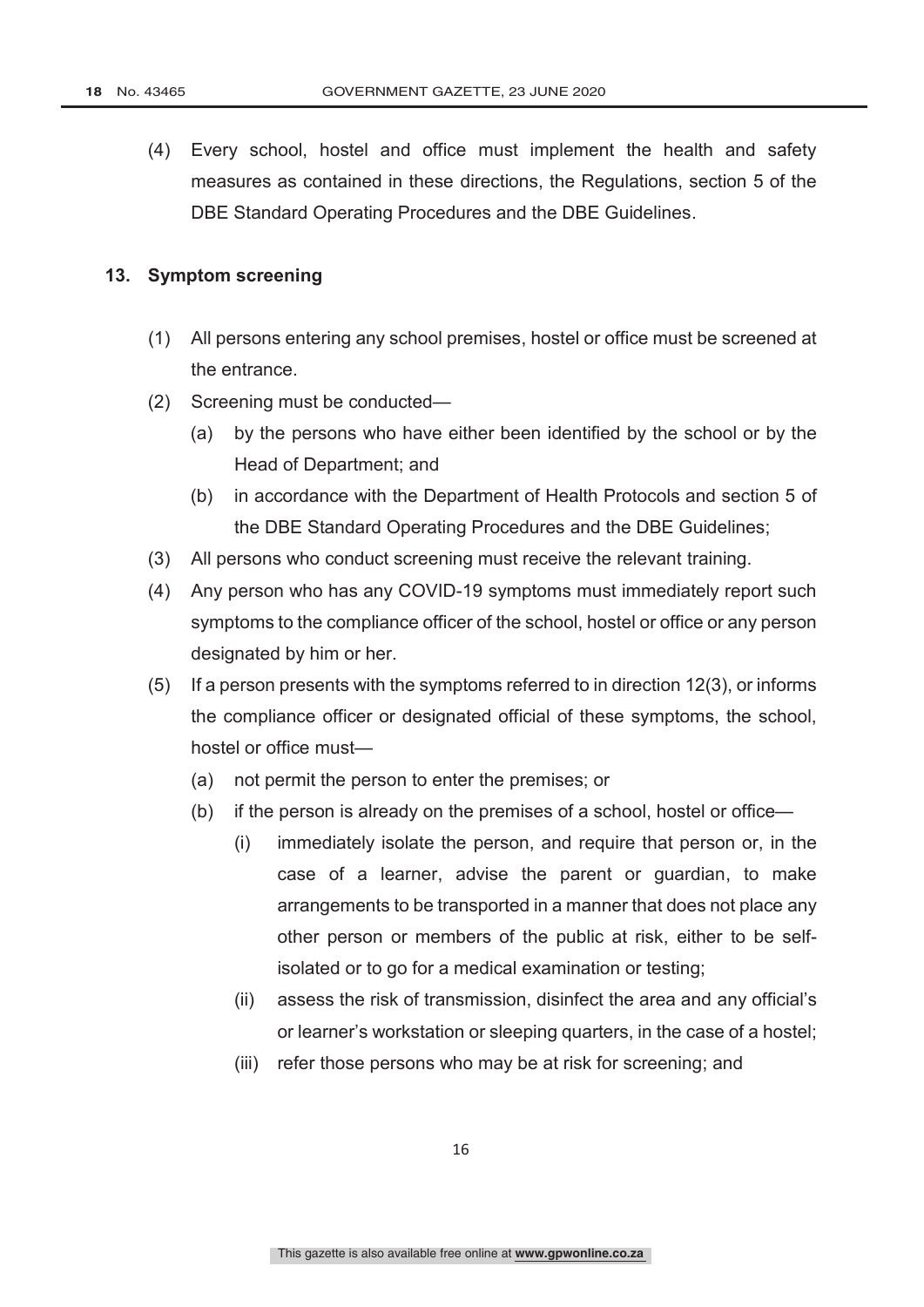(4) Every school, hostel and office must implement the health and safety measures as contained in these directions, the Regulations, section 5 of the DBE Standard Operating Procedures and the DBE Guidelines.

## 13. Symptom screening

(1) All persons entering any school premises, hostel or office must be screened at the entrance.

(2) Screening must be conducted—

- (a) by the persons who have either been identified by the school or by the Head of Department; and
- (b) in accordance with the Department of Health Protocols and section 5 of the DBE Standard Operating Procedures and the DBE Guidelines;

(3) All persons who conduct screening must receive the relevant training.

(4) Any person who has any COVID-19 symptoms must immediately report such symptoms to the compliance officer of the school, hostel or office or any person designated by him or her.

(5) If a person presents with the symptoms referred to in direction 12(3), or informs the compliance officer or designated official of these symptoms, the school, hostel or office must—

- (a) not permit the person to enter the premises; or
- (b) if the person is already on the premises of a school, hostel or office—
  - (i) immediately isolate the person, and require that person or, in the case of a learner, advise the parent or guardian, to make arrangements to be transported in a manner that does not place any other person or members of the public at risk, either to be self-isolated or to go for a medical examination or testing;
  - (ii) assess the risk of transmission, disinfect the area and any official's or learner's workstation or sleeping quarters, in the case of a hostel;
  - (iii) refer those persons who may be at risk for screening; and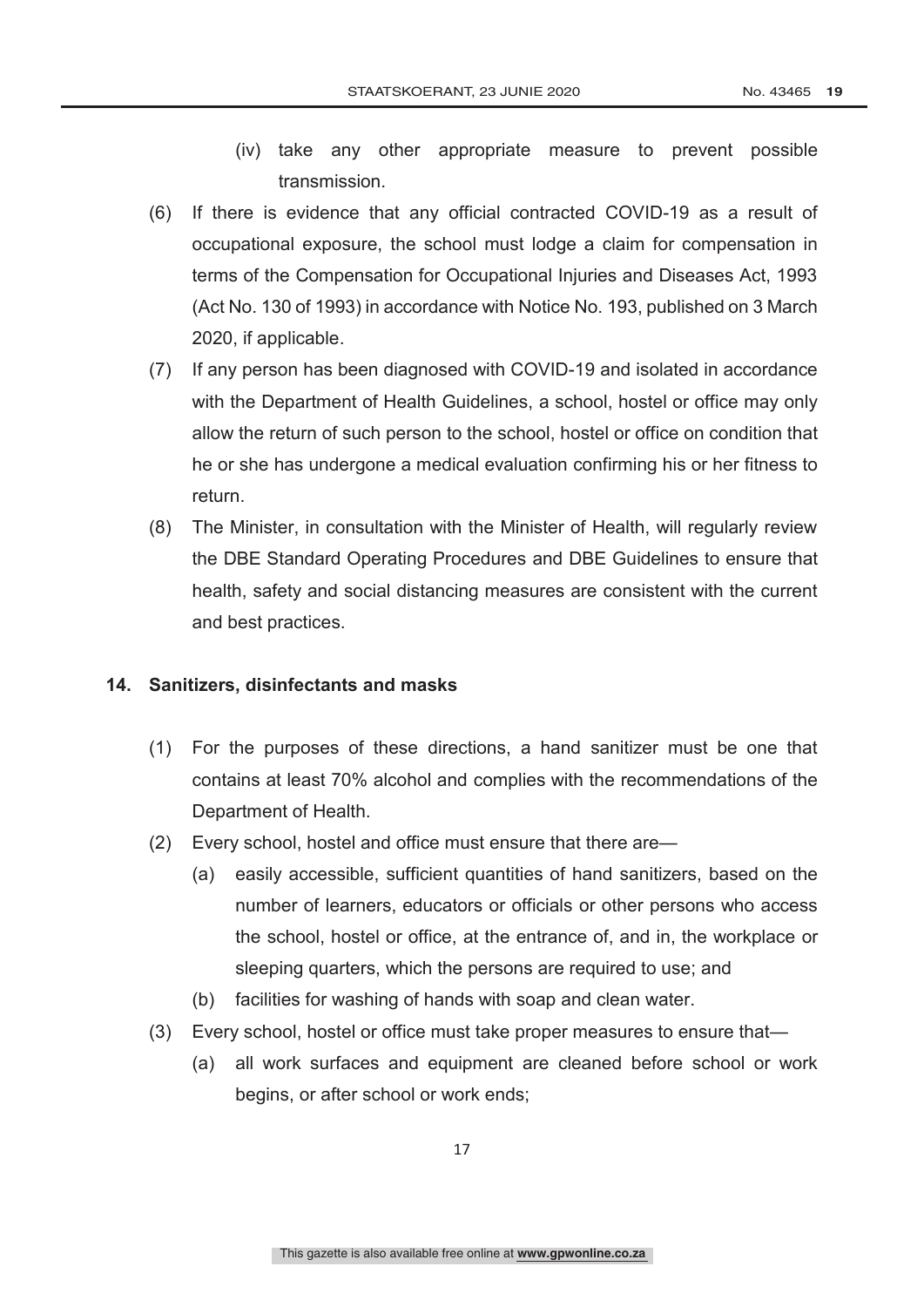(iv) take any other appropriate measure to prevent possible transmission.

(6) If there is evidence that any official contracted COVID-19 as a result of occupational exposure, the school must lodge a claim for compensation in terms of the Compensation for Occupational Injuries and Diseases Act, 1993 (Act No. 130 of 1993) in accordance with Notice No. 193, published on 3 March 2020, if applicable.

(7) If any person has been diagnosed with COVID-19 and isolated in accordance with the Department of Health Guidelines, a school, hostel or office may only allow the return of such person to the school, hostel or office on condition that he or she has undergone a medical evaluation confirming his or her fitness to return.

(8) The Minister, in consultation with the Minister of Health, will regularly review the DBE Standard Operating Procedures and DBE Guidelines to ensure that health, safety and social distancing measures are consistent with the current and best practices.

**14. Sanitizers, disinfectants and masks**

(1) For the purposes of these directions, a hand sanitizer must be one that contains at least 70% alcohol and complies with the recommendations of the Department of Health.

(2) Every school, hostel and office must ensure that there are—

(a) easily accessible, sufficient quantities of hand sanitizers, based on the number of learners, educators or officials or other persons who access the school, hostel or office, at the entrance of, and in, the workplace or sleeping quarters, which the persons are required to use; and

(b) facilities for washing of hands with soap and clean water.

(3) Every school, hostel or office must take proper measures to ensure that—

(a) all work surfaces and equipment are cleaned before school or work begins, or after school or work ends;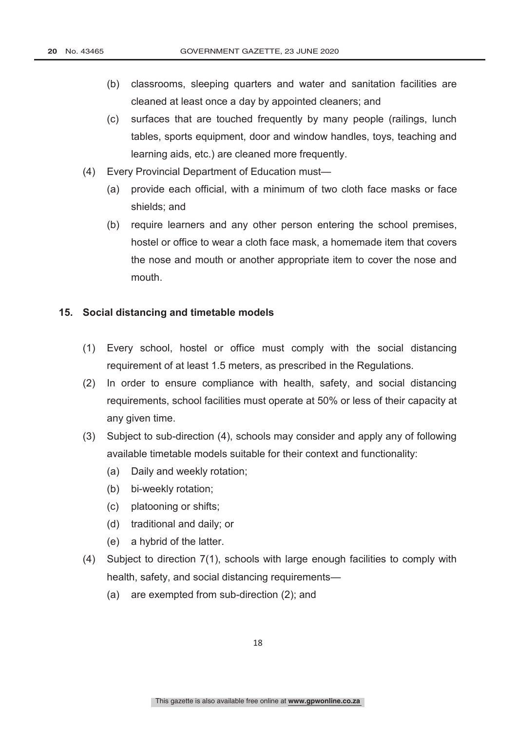(b) classrooms, sleeping quarters and water and sanitation facilities are cleaned at least once a day by appointed cleaners; and

(c) surfaces that are touched frequently by many people (railings, lunch tables, sports equipment, door and window handles, toys, teaching and learning aids, etc.) are cleaned more frequently.

(4) Every Provincial Department of Education must—

(a) provide each official, with a minimum of two cloth face masks or face shields; and

(b) require learners and any other person entering the school premises, hostel or office to wear a cloth face mask, a homemade item that covers the nose and mouth or another appropriate item to cover the nose and mouth.

**15. Social distancing and timetable models**

(1) Every school, hostel or office must comply with the social distancing requirement of at least 1.5 meters, as prescribed in the Regulations.

(2) In order to ensure compliance with health, safety, and social distancing requirements, school facilities must operate at 50% or less of their capacity at any given time.

(3) Subject to sub-direction (4), schools may consider and apply any of following available timetable models suitable for their context and functionality:

(a) Daily and weekly rotation;

(b) bi-weekly rotation;

(c) platooning or shifts;

(d) traditional and daily; or

(e) a hybrid of the latter.

(4) Subject to direction 7(1), schools with large enough facilities to comply with health, safety, and social distancing requirements—

(a) are exempted from sub-direction (2); and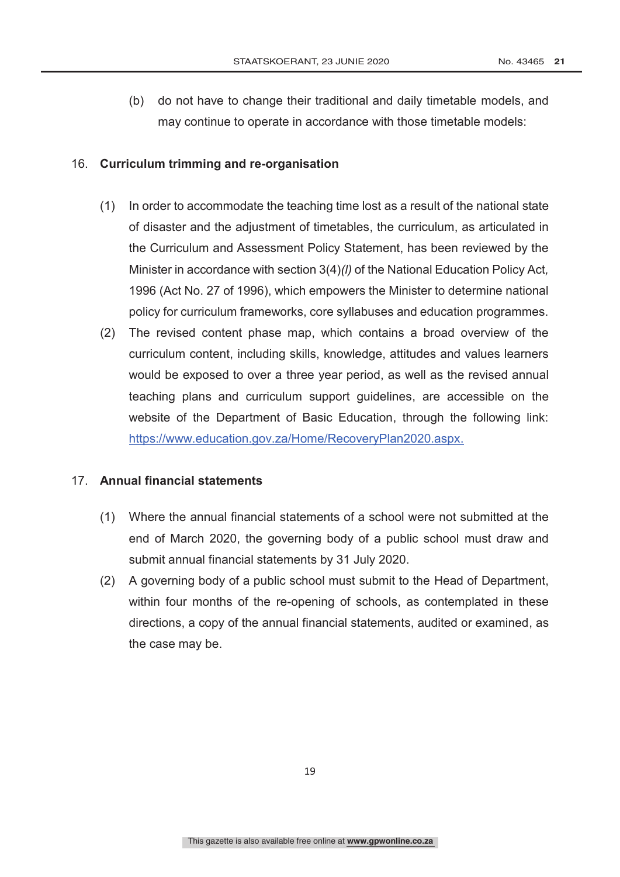(b) do not have to change their traditional and daily timetable models, and may continue to operate in accordance with those timetable models:

16. **Curriculum trimming and re-organisation**

(1) In order to accommodate the teaching time lost as a result of the national state of disaster and the adjustment of timetables, the curriculum, as articulated in the Curriculum and Assessment Policy Statement, has been reviewed by the Minister in accordance with section 3(4)*(l)* of the National Education Policy Act*,* 1996 (Act No. 27 of 1996), which empowers the Minister to determine national policy for curriculum frameworks, core syllabuses and education programmes.

(2) The revised content phase map, which contains a broad overview of the curriculum content, including skills, knowledge, attitudes and values learners would be exposed to over a three year period, as well as the revised annual teaching plans and curriculum support guidelines, are accessible on the website of the Department of Basic Education, through the following link: https://www.education.gov.za/Home/RecoveryPlan2020.aspx.

17. **Annual financial statements**

(1) Where the annual financial statements of a school were not submitted at the end of March 2020, the governing body of a public school must draw and submit annual financial statements by 31 July 2020.

(2) A governing body of a public school must submit to the Head of Department, within four months of the re-opening of schools, as contemplated in these directions, a copy of the annual financial statements, audited or examined, as the case may be.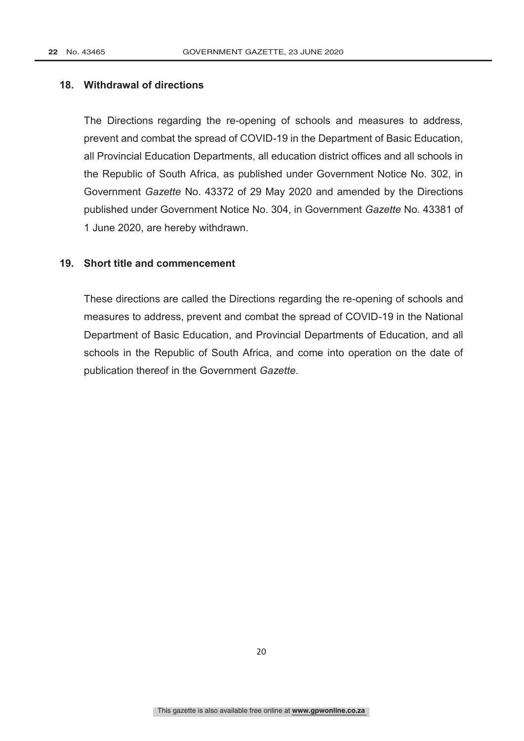## 18. Withdrawal of directions

The Directions regarding the re-opening of schools and measures to address, prevent and combat the spread of COVID-19 in the Department of Basic Education, all Provincial Education Departments, all education district offices and all schools in the Republic of South Africa, as published under Government Notice No. 302, in Government *Gazette* No. 43372 of 29 May 2020 and amended by the Directions published under Government Notice No. 304, in Government *Gazette* No. 43381 of 1 June 2020, are hereby withdrawn.

## 19. Short title and commencement

These directions are called the Directions regarding the re-opening of schools and measures to address, prevent and combat the spread of COVID-19 in the National Department of Basic Education, and Provincial Departments of Education, and all schools in the Republic of South Africa, and come into operation on the date of publication thereof in the Government *Gazette*.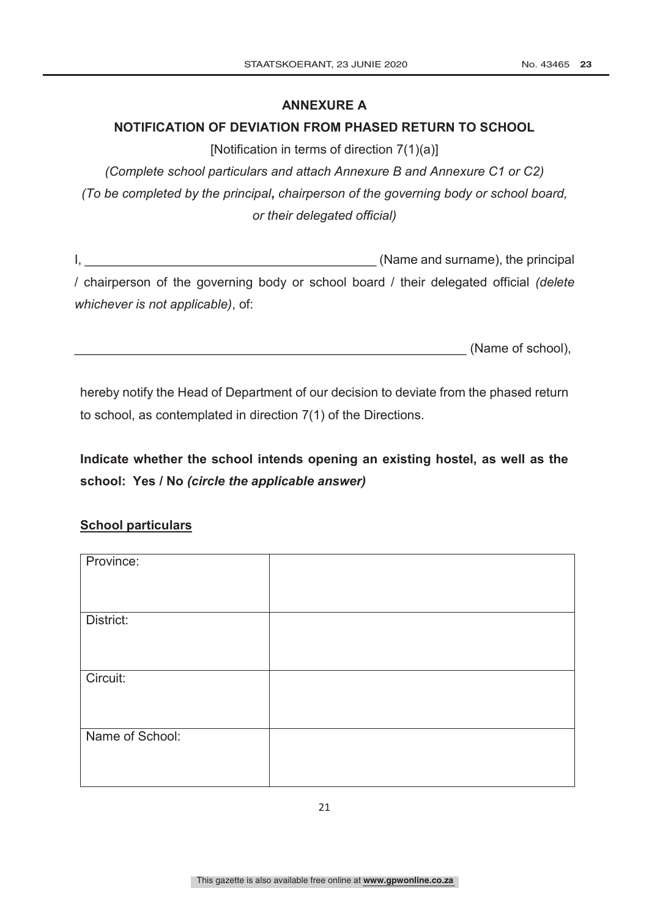## ANNEXURE A

## NOTIFICATION OF DEVIATION FROM PHASED RETURN TO SCHOOL

[Notification in terms of direction 7(1)(a)]

*(Complete school particulars and attach Annexure B and Annexure C1 or C2)*

*(To be completed by the principal, chairperson of the governing body or school board, or their delegated official)*

I, _________________________________________ (Name and surname), the principal / chairperson of the governing body or school board / their delegated official *(delete whichever is not applicable)*, of:

_________________________________________________________ (Name of school),

hereby notify the Head of Department of our decision to deviate from the phased return to school, as contemplated in direction 7(1) of the Directions.

**Indicate whether the school intends opening an existing hostel, as well as the school: Yes / No *(circle the applicable answer)***

**School particulars**

| | |
|---|---|
| Province: | |
| District: | |
| Circuit: | |
| Name of School: | |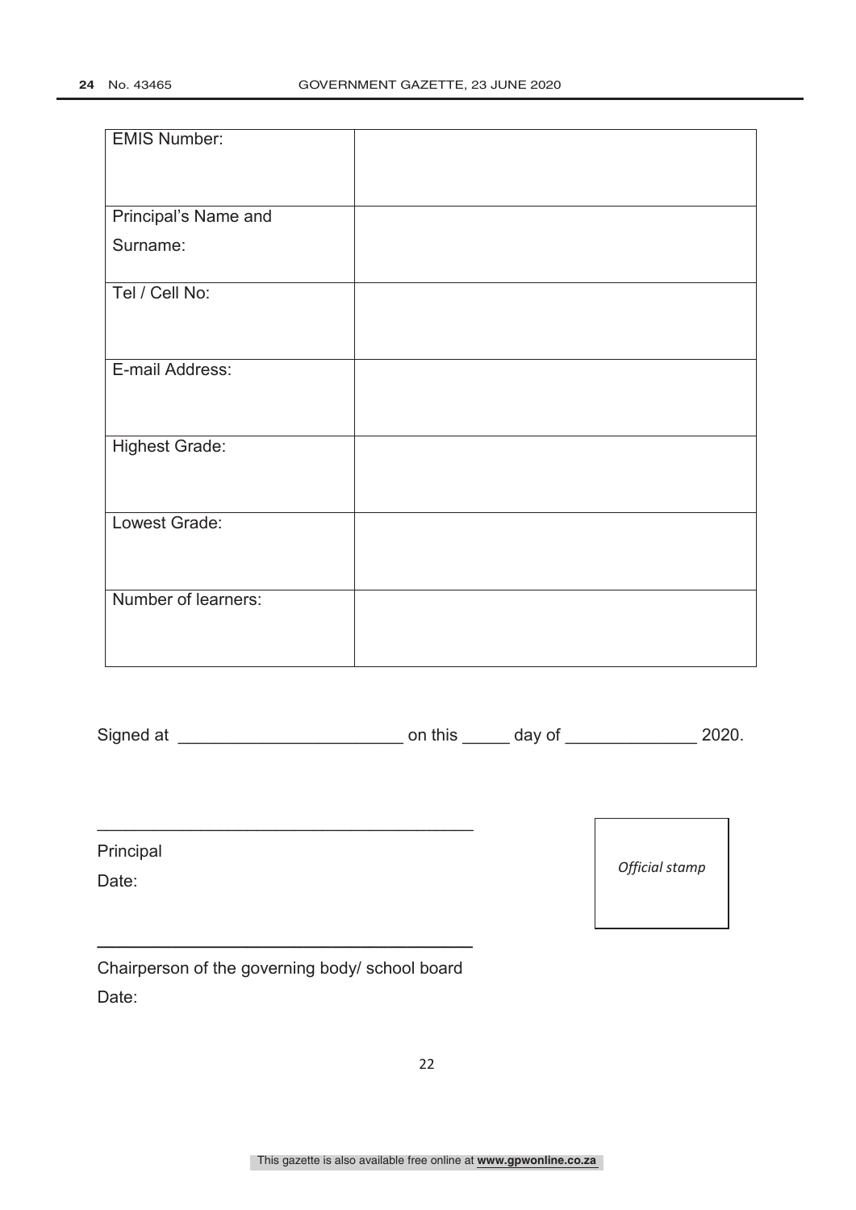| | |
|---|---|
| EMIS Number: | |
| Principal's Name and Surname: | |
| Tel / Cell No: | |
| E-mail Address: | |
| Highest Grade: | |
| Lowest Grade: | |
| Number of learners: | |

Signed at ________________________ on this _____ day of ______________ 2020.

________________________________________

Principal

Date:

*Official stamp*

________________________________________

Chairperson of the governing body/ school board

Date: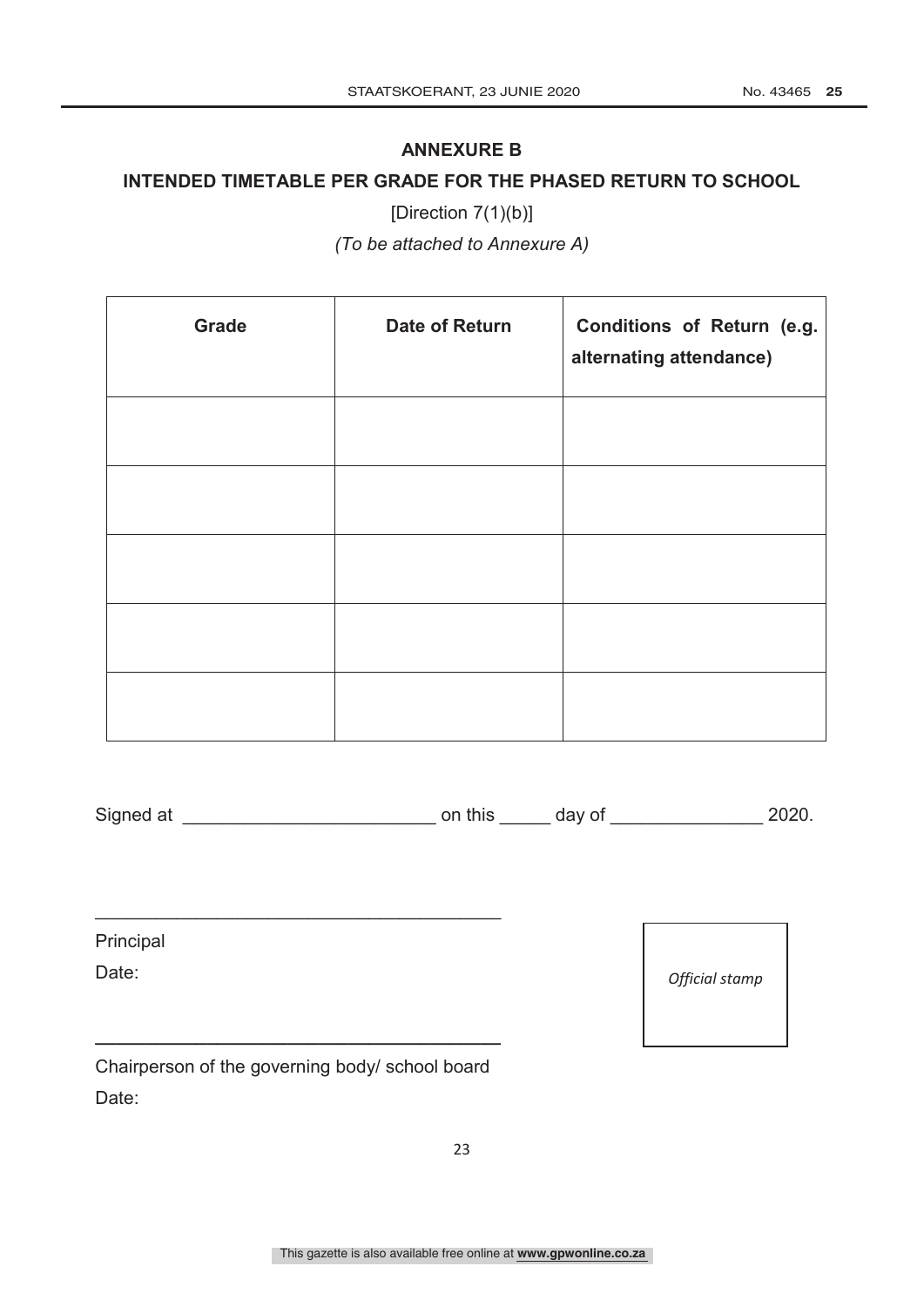**ANNEXURE B**

**INTENDED TIMETABLE PER GRADE FOR THE PHASED RETURN TO SCHOOL**

[Direction 7(1)(b)]

*(To be attached to Annexure A)*

| **Grade** | **Date of Return** | **Conditions of Return (e.g. alternating attendance)** |
|---|---|---|
| | | |
| | | |
| | | |
| | | |
| | | |

Signed at ________________________ on this _____ day of ______________ 2020.

______________________________________

Principal

Date:

*Official stamp*

______________________________________

Chairperson of the governing body/ school board

Date: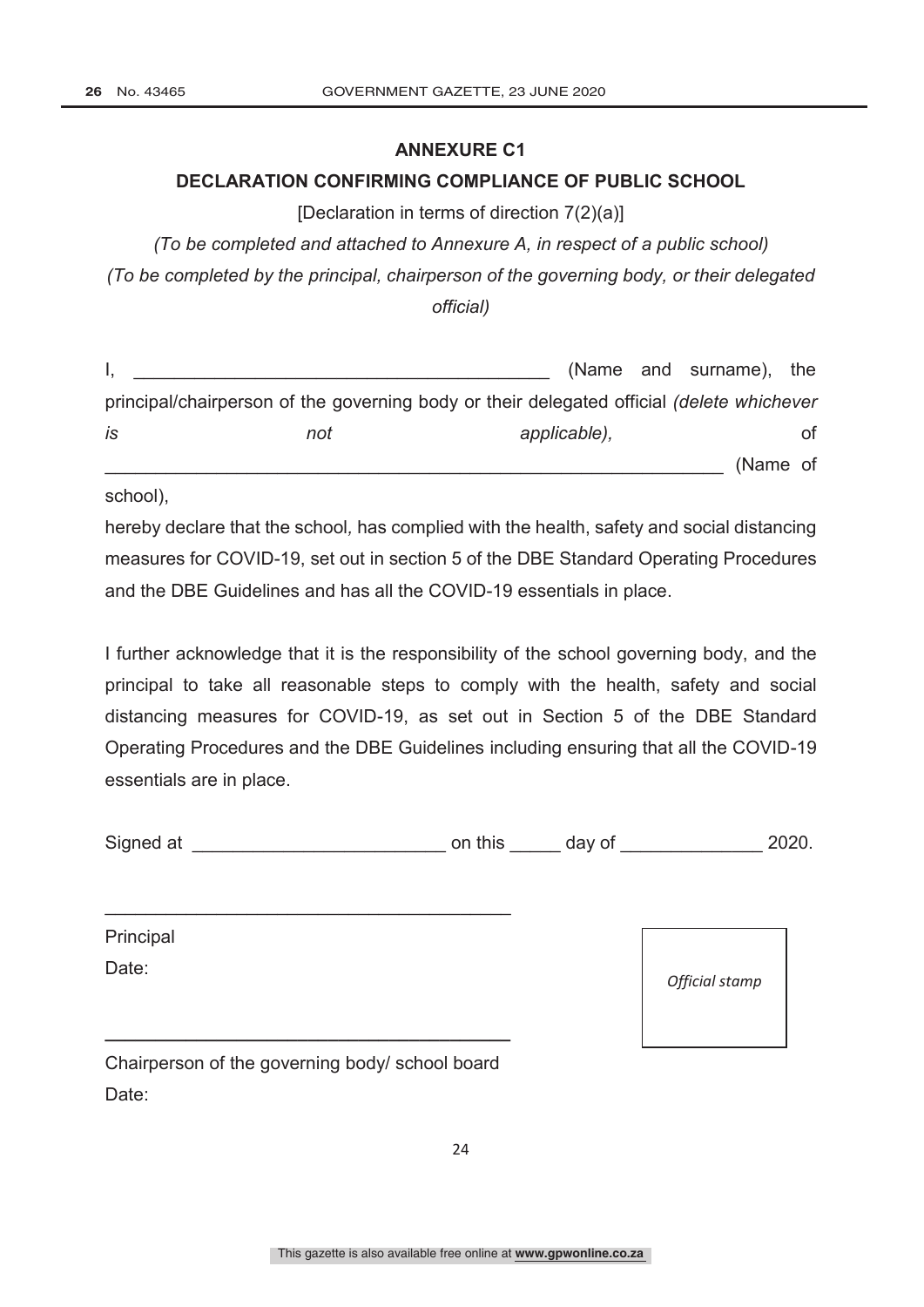**ANNEXURE C1**

**DECLARATION CONFIRMING COMPLIANCE OF PUBLIC SCHOOL**

[Declaration in terms of direction 7(2)(a)]

*(To be completed and attached to Annexure A, in respect of a public school)*

*(To be completed by the principal, chairperson of the governing body, or their delegated official)*

I, ________________________________________ (Name and surname), the principal/chairperson of the governing body or their delegated official *(delete whichever is not applicable),* of ____________________________________________________________ (Name of school),

hereby declare that the school, has complied with the health, safety and social distancing measures for COVID-19, set out in section 5 of the DBE Standard Operating Procedures and the DBE Guidelines and has all the COVID-19 essentials in place.

I further acknowledge that it is the responsibility of the school governing body, and the principal to take all reasonable steps to comply with the health, safety and social distancing measures for COVID-19, as set out in Section 5 of the DBE Standard Operating Procedures and the DBE Guidelines including ensuring that all the COVID-19 essentials are in place.

Signed at ________________________ on this _____ day of _____________ 2020.

______________________________________

Principal

Date:

*Official stamp*

______________________________________

Chairperson of the governing body/ school board

Date: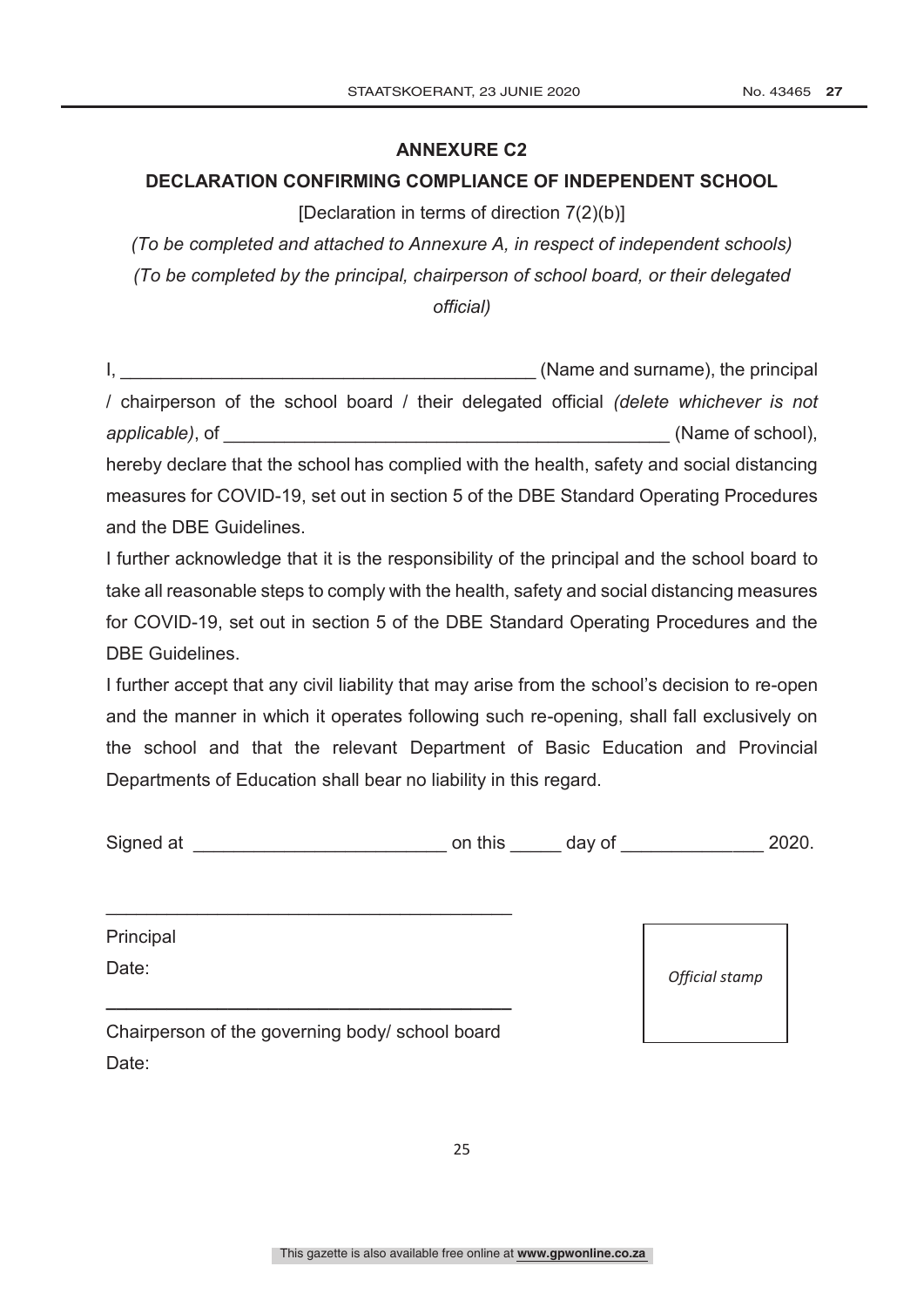## ANNEXURE C2

## DECLARATION CONFIRMING COMPLIANCE OF INDEPENDENT SCHOOL

[Declaration in terms of direction 7(2)(b)]

*(To be completed and attached to Annexure A, in respect of independent schools)*

*(To be completed by the principal, chairperson of school board, or their delegated official)*

I, ________________________________________ (Name and surname), the principal / chairperson of the school board / their delegated official *(delete whichever is not applicable)*, of ____________________________________________ (Name of school), hereby declare that the school has complied with the health, safety and social distancing measures for COVID-19, set out in section 5 of the DBE Standard Operating Procedures and the DBE Guidelines.

I further acknowledge that it is the responsibility of the principal and the school board to take all reasonable steps to comply with the health, safety and social distancing measures for COVID-19, set out in section 5 of the DBE Standard Operating Procedures and the DBE Guidelines.

I further accept that any civil liability that may arise from the school's decision to re-open and the manner in which it operates following such re-opening, shall fall exclusively on the school and that the relevant Department of Basic Education and Provincial Departments of Education shall bear no liability in this regard.

Signed at ________________________ on this _____ day of ______________ 2020.

_______________________________________

Principal

Date:

_______________________________________

Chairperson of the governing body/ school board

Date:

*Official stamp*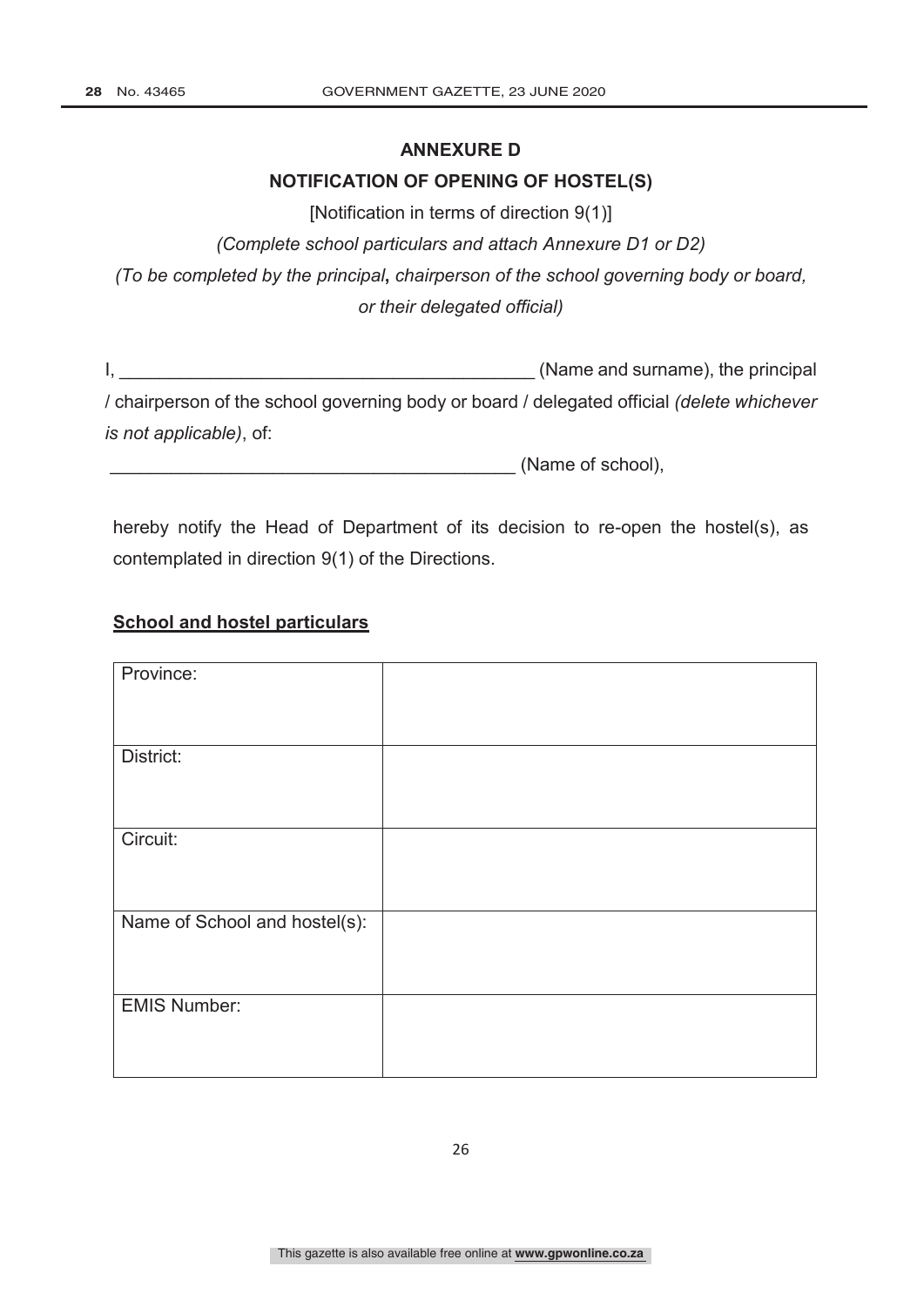## ANNEXURE D

## NOTIFICATION OF OPENING OF HOSTEL(S)

[Notification in terms of direction 9(1)]

*(Complete school particulars and attach Annexure D1 or D2)*

*(To be completed by the principal, chairperson of the school governing body or board, or their delegated official)*

I, ________________________________________ (Name and surname), the principal / chairperson of the school governing body or board / delegated official *(delete whichever is not applicable)*, of:

________________________________________ (Name of school),

hereby notify the Head of Department of its decision to re-open the hostel(s), as contemplated in direction 9(1) of the Directions.

**School and hostel particulars**

| | |
|---|---|
| Province: | |
| District: | |
| Circuit: | |
| Name of School and hostel(s): | |
| EMIS Number: | |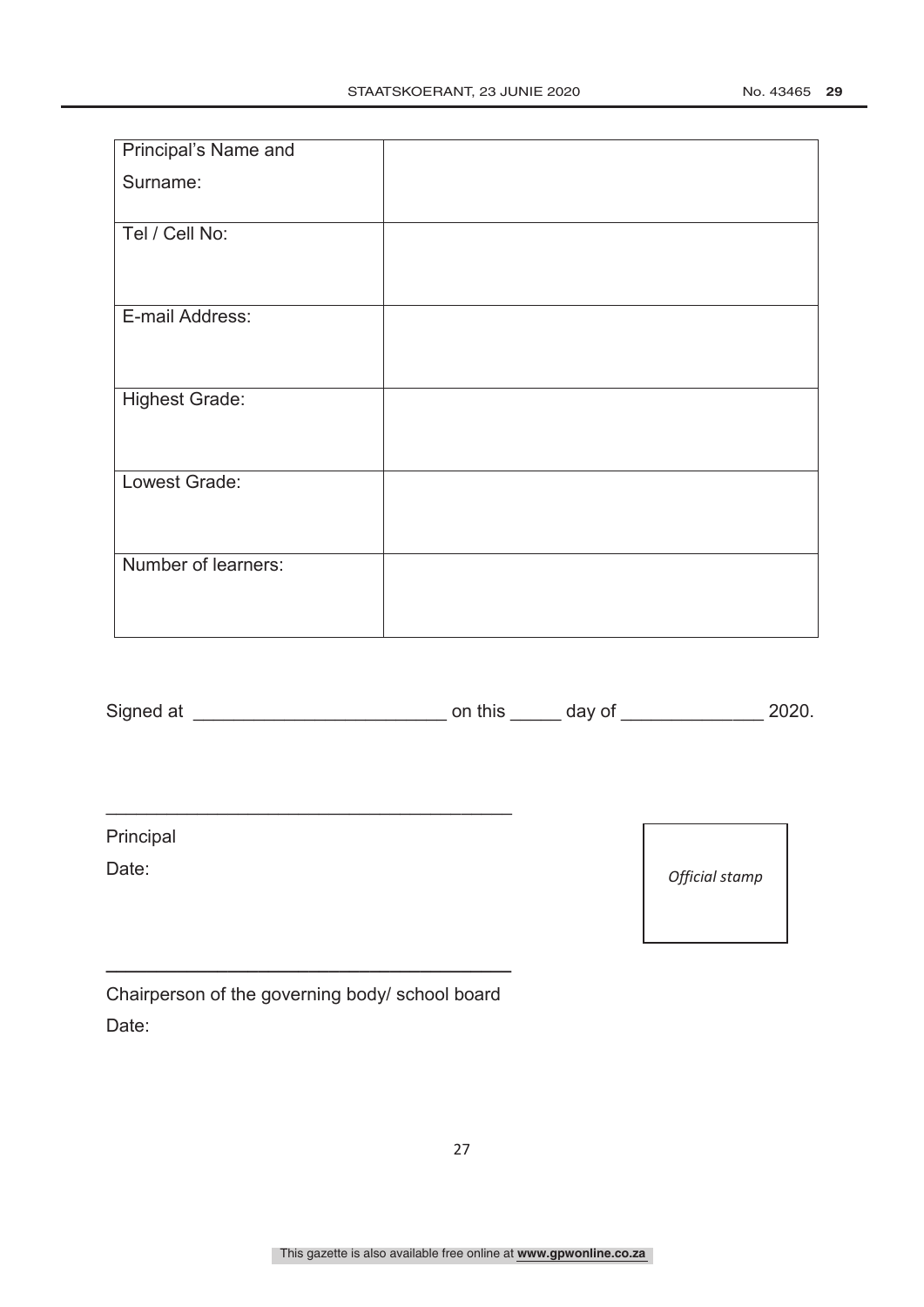| | |
|---|---|
| Principal's Name and Surname: | |
| Tel / Cell No: | |
| E-mail Address: | |
| Highest Grade: | |
| Lowest Grade: | |
| Number of learners: | |

Signed at ________________________ on this _____ day of _____________ 2020.

______________________________________

Principal

Date:

*Official stamp*

______________________________________

Chairperson of the governing body/ school board

Date: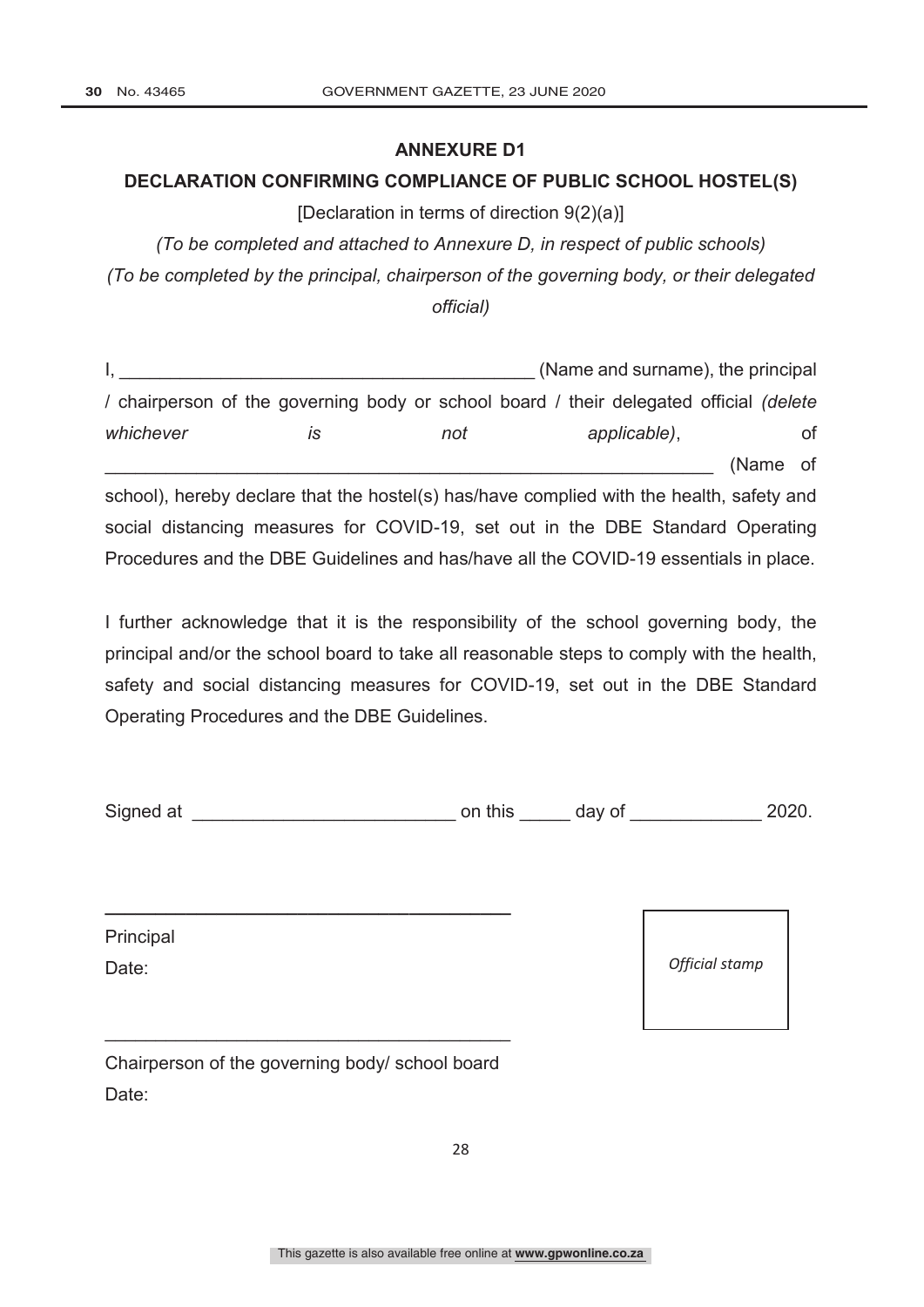**ANNEXURE D1**

**DECLARATION CONFIRMING COMPLIANCE OF PUBLIC SCHOOL HOSTEL(S)**

[Declaration in terms of direction 9(2)(a)]

*(To be completed and attached to Annexure D, in respect of public schools)*

*(To be completed by the principal, chairperson of the governing body, or their delegated official)*

I, ________________________________________ (Name and surname), the principal / chairperson of the governing body or school board / their delegated official *(delete whichever is not applicable)*, of ____________________________________________________________ (Name of school), hereby declare that the hostel(s) has/have complied with the health, safety and social distancing measures for COVID-19, set out in the DBE Standard Operating Procedures and the DBE Guidelines and has/have all the COVID-19 essentials in place.

I further acknowledge that it is the responsibility of the school governing body, the principal and/or the school board to take all reasonable steps to comply with the health, safety and social distancing measures for COVID-19, set out in the DBE Standard Operating Procedures and the DBE Guidelines.

Signed at _________________________ on this _____ day of _____________ 2020.

_______________________________________

Principal

Date:

*Official stamp*

_______________________________________

Chairperson of the governing body/ school board

Date: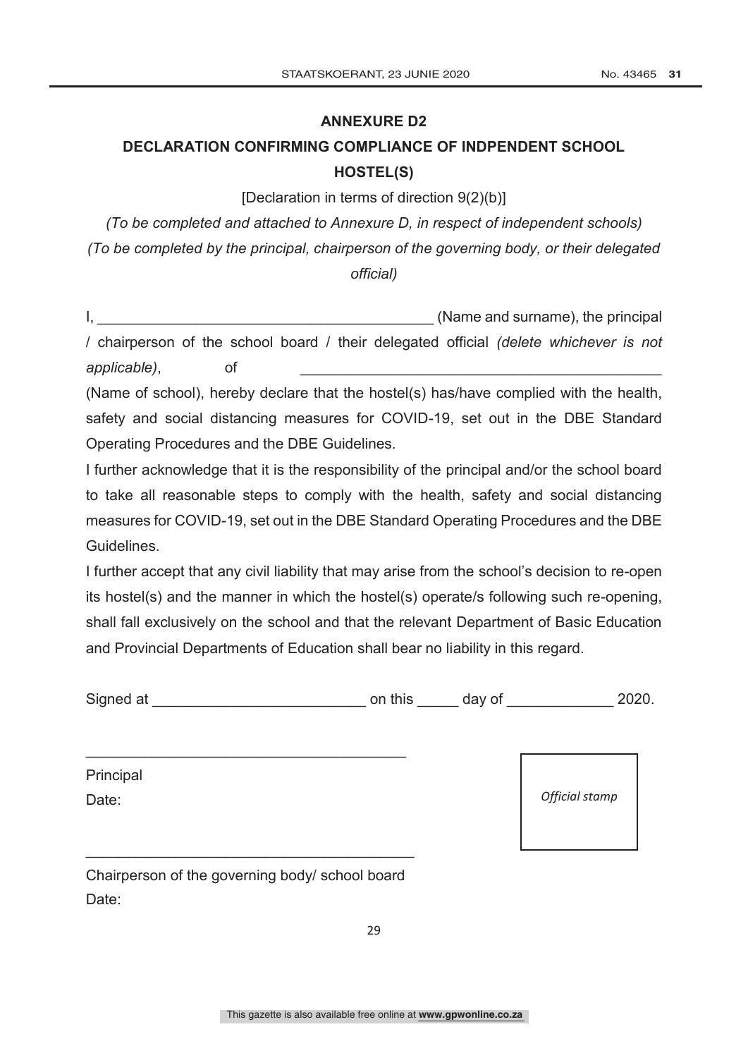**ANNEXURE D2**

**DECLARATION CONFIRMING COMPLIANCE OF INDPENDENT SCHOOL HOSTEL(S)**

[Declaration in terms of direction 9(2)(b)]

*(To be completed and attached to Annexure D, in respect of independent schools)*

*(To be completed by the principal, chairperson of the governing body, or their delegated official)*

I, __________________________________________ (Name and surname), the principal / chairperson of the school board / their delegated official *(delete whichever is not applicable)*, of _____________________________________________ (Name of school), hereby declare that the hostel(s) has/have complied with the health, safety and social distancing measures for COVID-19, set out in the DBE Standard Operating Procedures and the DBE Guidelines.

I further acknowledge that it is the responsibility of the principal and/or the school board to take all reasonable steps to comply with the health, safety and social distancing measures for COVID-19, set out in the DBE Standard Operating Procedures and the DBE Guidelines.

I further accept that any civil liability that may arise from the school's decision to re-open its hostel(s) and the manner in which the hostel(s) operate/s following such re-opening, shall fall exclusively on the school and that the relevant Department of Basic Education and Provincial Departments of Education shall bear no liability in this regard.

Signed at __________________________ on this _____ day of _____________ 2020.

_______________________________________

Principal

Date:

*Official stamp*

_______________________________________

Chairperson of the governing body/ school board

Date: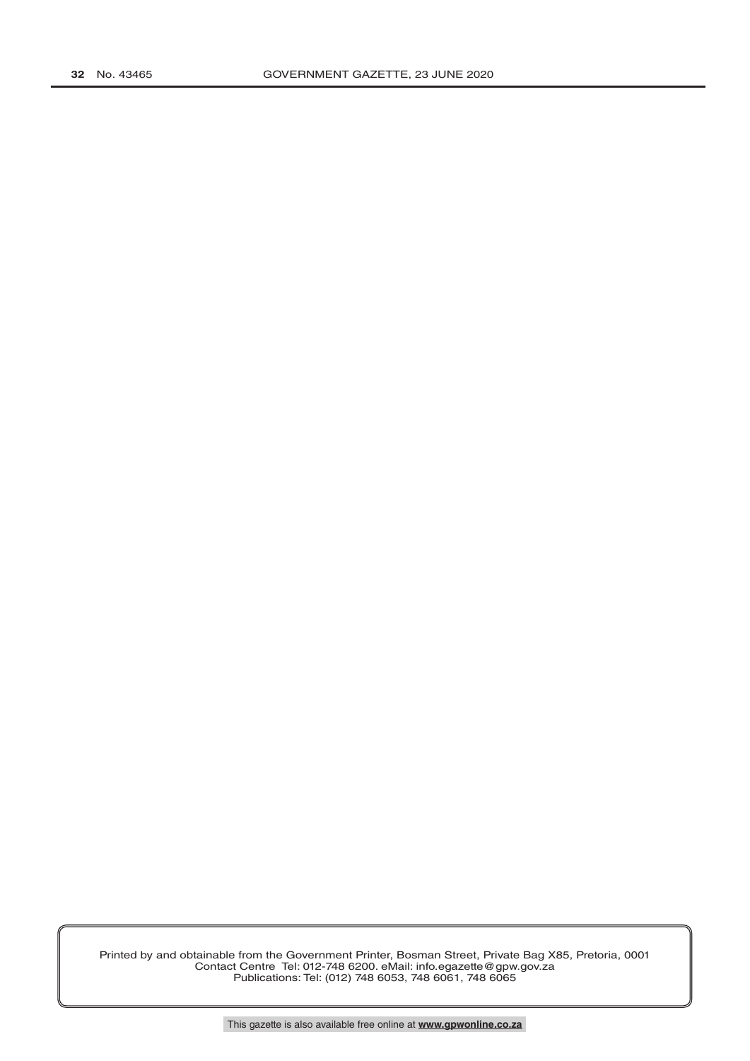Printed by and obtainable from the Government Printer, Bosman Street, Private Bag X85, Pretoria, 0001
Contact Centre Tel: 012-748 6200. eMail: info.egazette@gpw.gov.za
Publications: Tel: (012) 748 6053, 748 6061, 748 6065

This gazette is also available free online at **www.gpwonline.co.za**